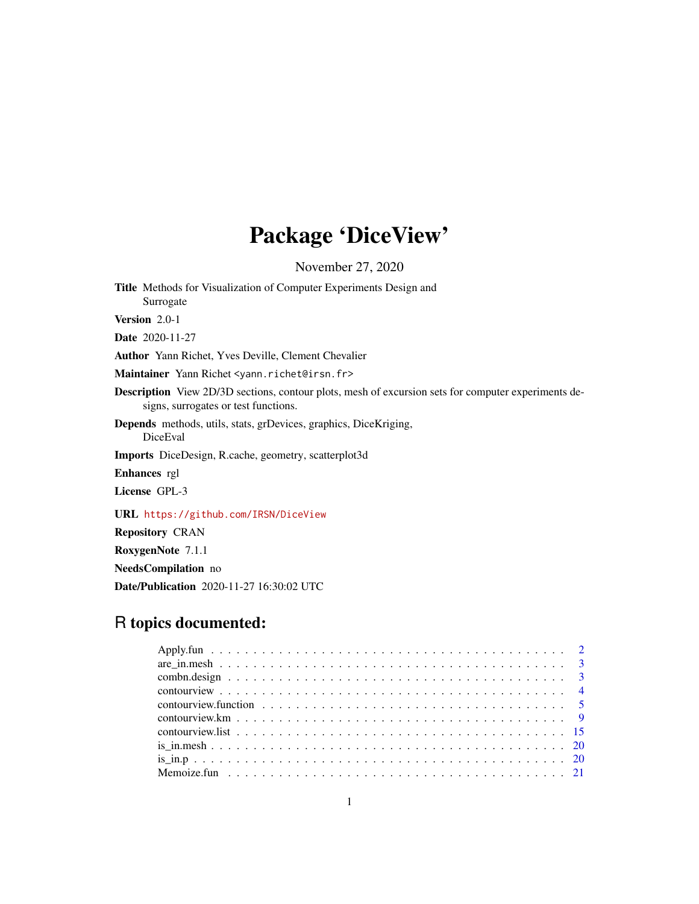# Package 'DiceView'

November 27, 2020

**Title** Methods for Visualization of Computer Experiments Design and Surrogate

**Version** 2.0-1

**Date** 2020-11-27

**Author** Yann Richet, Yves Deville, Clement Chevalier

**Maintainer** Yann Richet <yann.richet@irsn.fr>

**Description** View 2D/3D sections, contour plots, mesh of excursion sets for computer experiments designs, surrogates or test functions.

**Depends** methods, utils, stats, grDevices, graphics, DiceKriging, DiceEval

**Imports** DiceDesign, R.cache, geometry, scatterplot3d

**Enhances** rgl

**License** GPL-3

**URL** https://github.com/IRSN/DiceView

**Repository** CRAN

**RoxygenNote** 7.1.1

**NeedsCompilation** no

**Date/Publication** 2020-11-27 16:30:02 UTC

## R topics documented:

| | |
|---|---|
| Apply.fun | 2 |
| are_in.mesh | 3 |
| combn.design | 3 |
| contourview | 4 |
| contourview.function | 5 |
| contourview.km | 9 |
| contourview.list | 15 |
| is_in.mesh | 20 |
| is_in.p | 20 |
| Memoize.fun | 21 |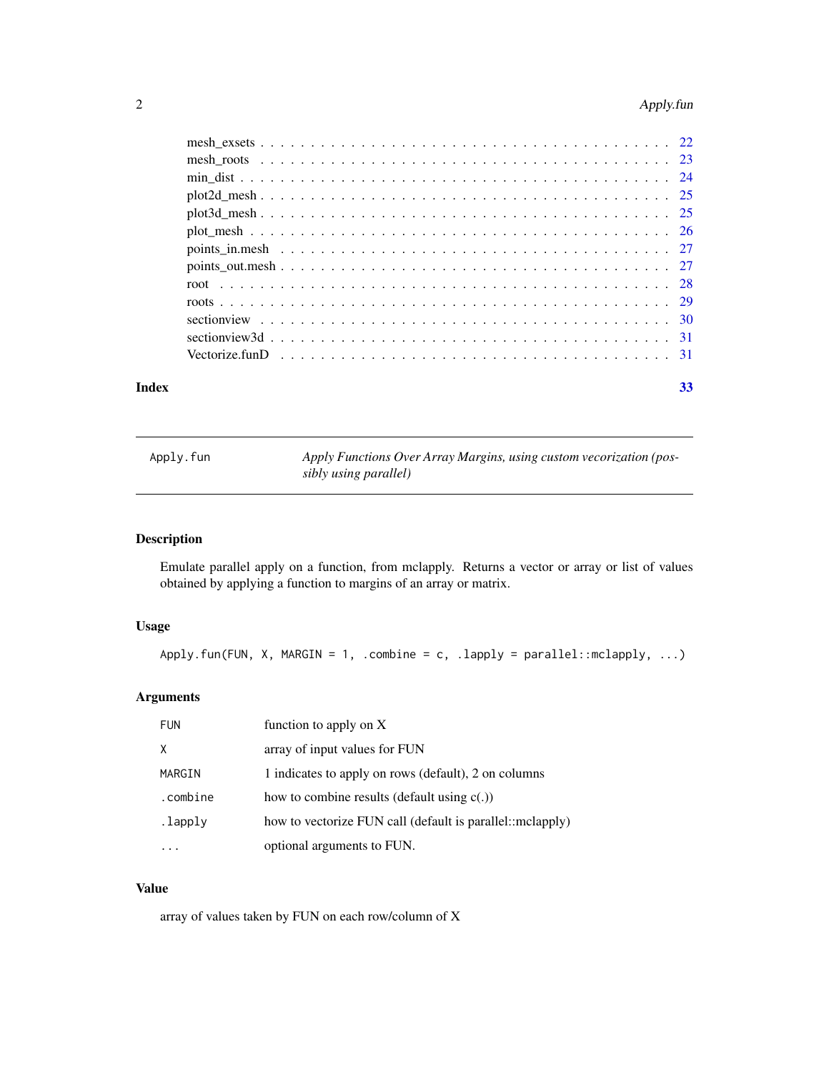mesh_exsets . . . . . . . . . . . . . . . . . . . . . . . . . . . . . . . . . . . . . . 22
mesh_roots . . . . . . . . . . . . . . . . . . . . . . . . . . . . . . . . . . . . . . 23
min_dist . . . . . . . . . . . . . . . . . . . . . . . . . . . . . . . . . . . . . . . 24
plot2d_mesh . . . . . . . . . . . . . . . . . . . . . . . . . . . . . . . . . . . . . . 25
plot3d_mesh . . . . . . . . . . . . . . . . . . . . . . . . . . . . . . . . . . . . . . 25
plot_mesh . . . . . . . . . . . . . . . . . . . . . . . . . . . . . . . . . . . . . . . 26
points_in.mesh . . . . . . . . . . . . . . . . . . . . . . . . . . . . . . . . . . . . . 27
points_out.mesh . . . . . . . . . . . . . . . . . . . . . . . . . . . . . . . . . . . . 27
root . . . . . . . . . . . . . . . . . . . . . . . . . . . . . . . . . . . . . . . . . . 28
roots . . . . . . . . . . . . . . . . . . . . . . . . . . . . . . . . . . . . . . . . . 29
sectionview . . . . . . . . . . . . . . . . . . . . . . . . . . . . . . . . . . . . . . 30
sectionview3d . . . . . . . . . . . . . . . . . . . . . . . . . . . . . . . . . . . . . 31
Vectorize.funD . . . . . . . . . . . . . . . . . . . . . . . . . . . . . . . . . . . . . 31

**Index** **33**

---

`Apply.fun` *Apply Functions Over Array Margins, using custom vecorization (possibly using parallel)*

---

## Description

Emulate parallel apply on a function, from mclapply. Returns a vector or array or list of values obtained by applying a function to margins of an array or matrix.

## Usage

```
Apply.fun(FUN, X, MARGIN = 1, .combine = c, .lapply = parallel::mclapply, ...)
```

## Arguments

| | |
|---|---|
| FUN | function to apply on X |
| X | array of input values for FUN |
| MARGIN | 1 indicates to apply on rows (default), 2 on columns |
| .combine | how to combine results (default using c(.)) |
| .lapply | how to vectorize FUN call (default is parallel::mclapply) |
| ... | optional arguments to FUN. |

## Value

array of values taken by FUN on each row/column of X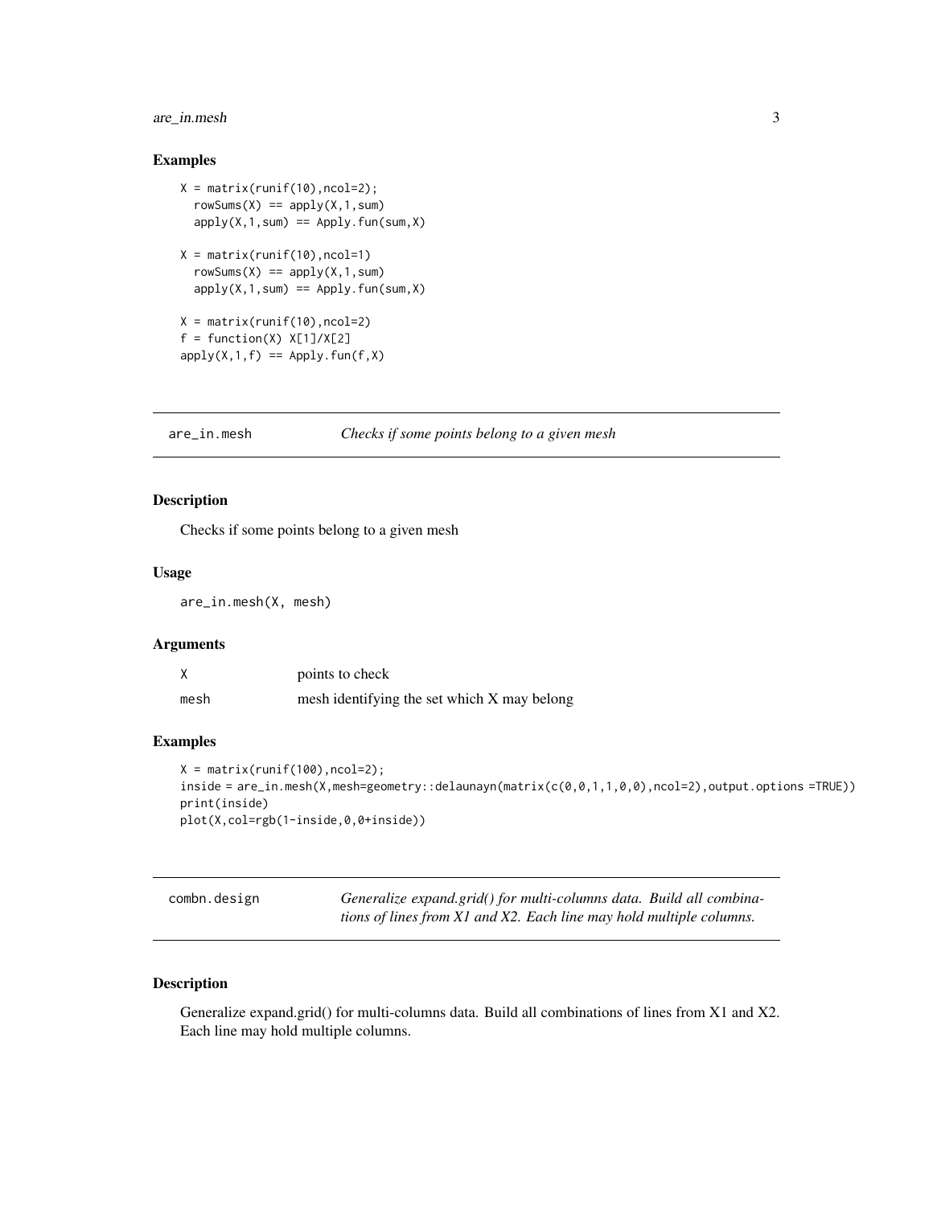## Examples

```
X = matrix(runif(10),ncol=2);
  rowSums(X) == apply(X,1,sum)
  apply(X,1,sum) == Apply.fun(sum,X)

X = matrix(runif(10),ncol=1)
  rowSums(X) == apply(X,1,sum)
  apply(X,1,sum) == Apply.fun(sum,X)

X = matrix(runif(10),ncol=2)
f = function(X) X[1]/X[2]
apply(X,1,f) == Apply.fun(f,X)
```

---

`are_in.mesh` *Checks if some points belong to a given mesh*

---

## Description

Checks if some points belong to a given mesh

## Usage

```
are_in.mesh(X, mesh)
```

## Arguments

| | |
|---|---|
| X | points to check |
| mesh | mesh identifying the set which X may belong |

## Examples

```
X = matrix(runif(100),ncol=2);
inside = are_in.mesh(X,mesh=geometry::delaunayn(matrix(c(0,0,1,1,0,0),ncol=2),output.options =TRUE))
print(inside)
plot(X,col=rgb(1-inside,0,0+inside))
```

---

`combn.design` *Generalize expand.grid() for multi-columns data. Build all combinations of lines from X1 and X2. Each line may hold multiple columns.*

---

## Description

Generalize expand.grid() for multi-columns data. Build all combinations of lines from X1 and X2. Each line may hold multiple columns.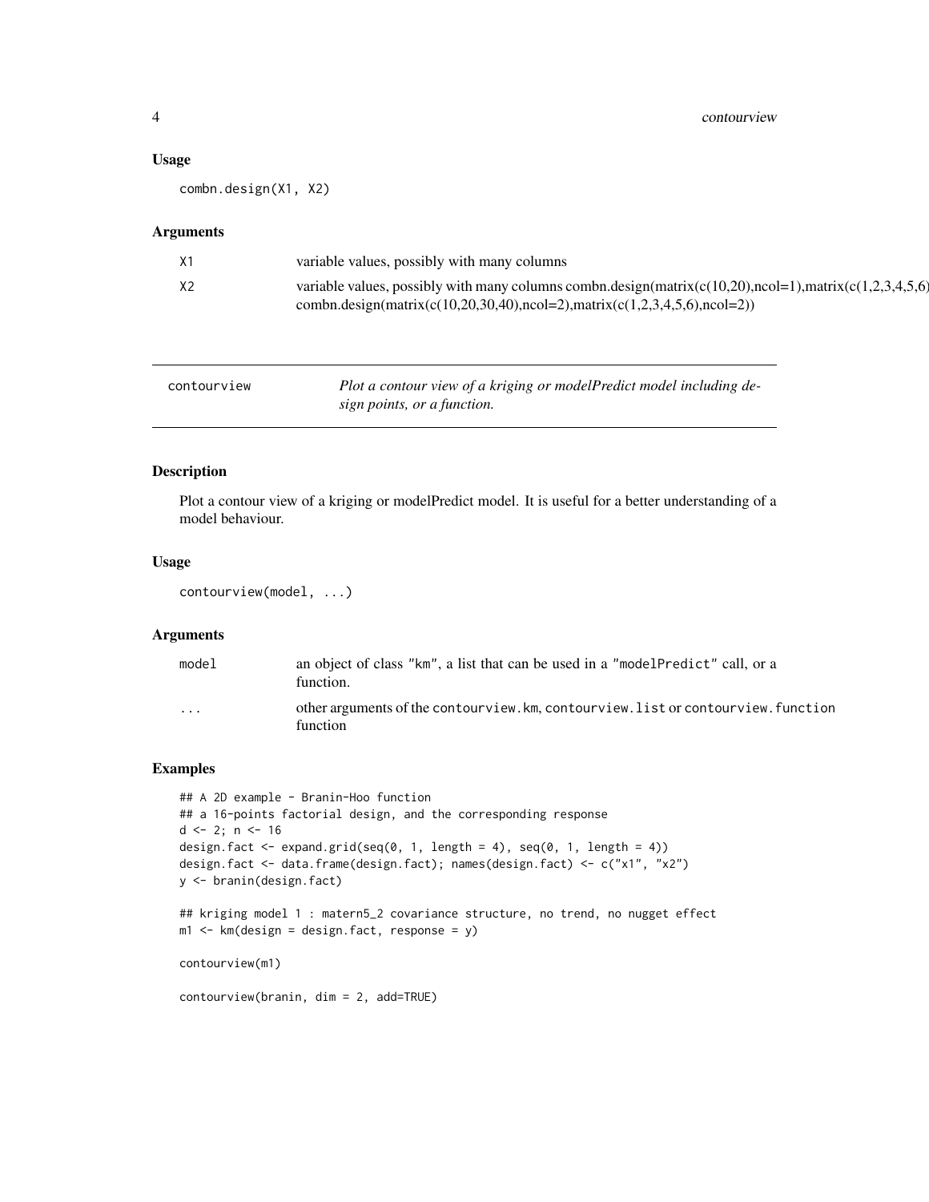### Usage

```
combn.design(X1, X2)
```

### Arguments

| | |
|---|---|
| X1 | variable values, possibly with many columns |
| X2 | variable values, possibly with many columns combn.design(matrix(c(10,20),ncol=1),matrix(c(1,2,3,4,5,6) combn.design(matrix(c(10,20,30,40),ncol=2),matrix(c(1,2,3,4,5,6),ncol=2)) |

---

## contourview — *Plot a contour view of a kriging or modelPredict model including design points, or a function.*

---

### Description

Plot a contour view of a kriging or modelPredict model. It is useful for a better understanding of a model behaviour.

### Usage

```
contourview(model, ...)
```

### Arguments

| | |
|---|---|
| model | an object of class "km", a list that can be used in a "modelPredict" call, or a function. |
| ... | other arguments of the contourview.km, contourview.list or contourview.function function |

### Examples

```
## A 2D example - Branin-Hoo function
## a 16-points factorial design, and the corresponding response
d <- 2; n <- 16
design.fact <- expand.grid(seq(0, 1, length = 4), seq(0, 1, length = 4))
design.fact <- data.frame(design.fact); names(design.fact) <- c("x1", "x2")
y <- branin(design.fact)

## kriging model 1 : matern5_2 covariance structure, no trend, no nugget effect
m1 <- km(design = design.fact, response = y)

contourview(m1)

contourview(branin, dim = 2, add=TRUE)
```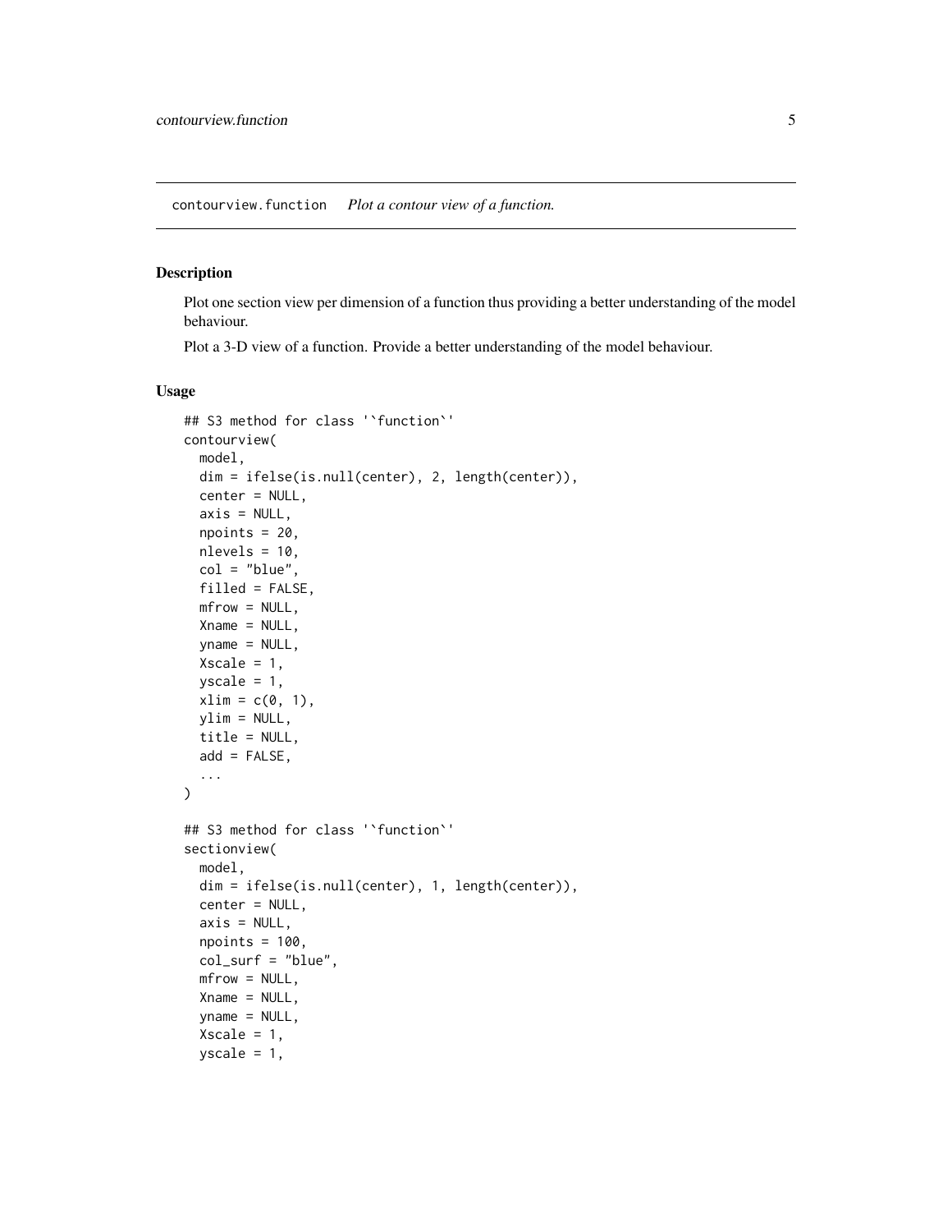## contourview.function    *Plot a contour view of a function.*

### Description

Plot one section view per dimension of a function thus providing a better understanding of the model behaviour.

Plot a 3-D view of a function. Provide a better understanding of the model behaviour.

### Usage

```
## S3 method for class '`function`'
contourview(
  model,
  dim = ifelse(is.null(center), 2, length(center)),
  center = NULL,
  axis = NULL,
  npoints = 20,
  nlevels = 10,
  col = "blue",
  filled = FALSE,
  mfrow = NULL,
  Xname = NULL,
  yname = NULL,
  Xscale = 1,
  yscale = 1,
  xlim = c(0, 1),
  ylim = NULL,
  title = NULL,
  add = FALSE,
  ...
)

## S3 method for class '`function`'
sectionview(
  model,
  dim = ifelse(is.null(center), 1, length(center)),
  center = NULL,
  axis = NULL,
  npoints = 100,
  col_surf = "blue",
  mfrow = NULL,
  Xname = NULL,
  yname = NULL,
  Xscale = 1,
  yscale = 1,
```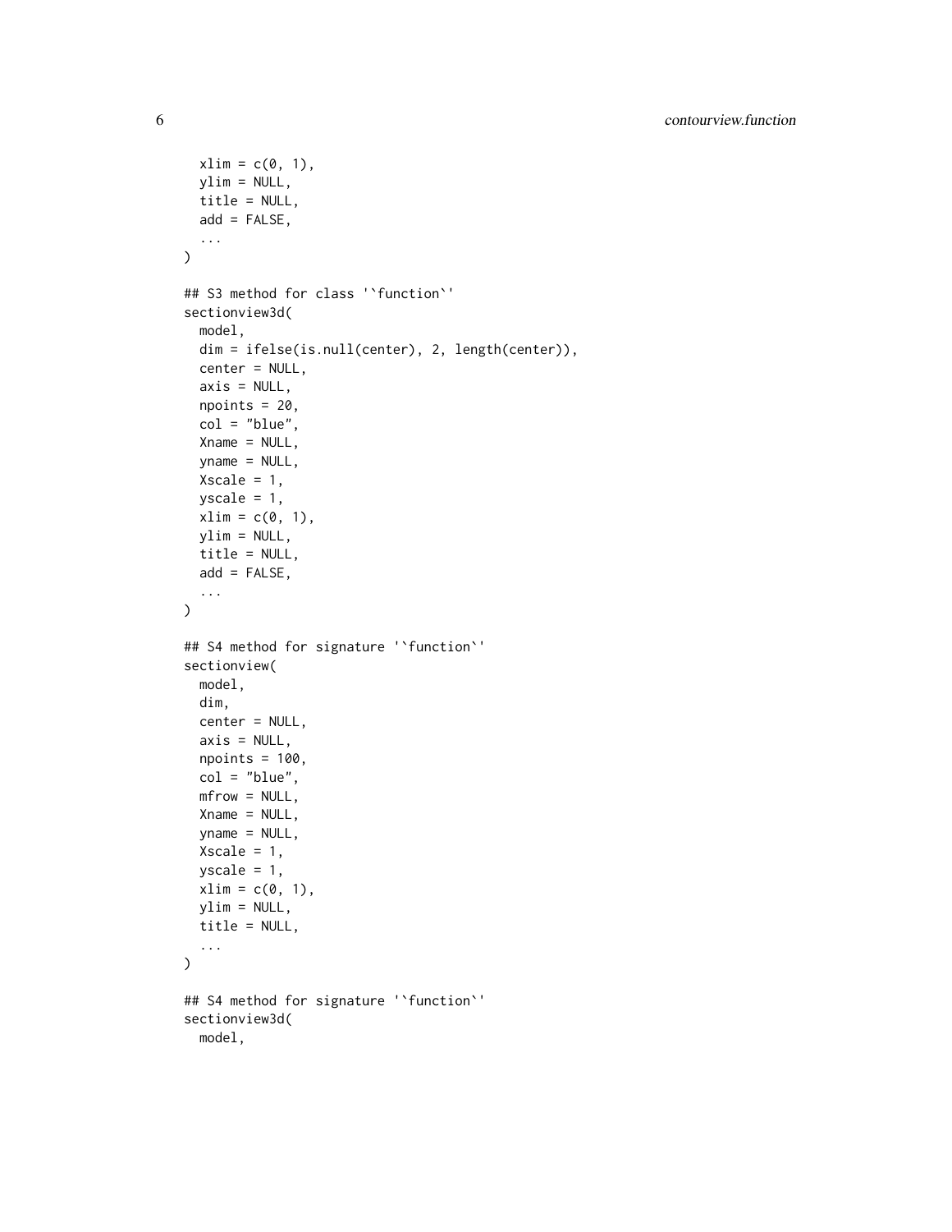```
  xlim = c(0, 1),
  ylim = NULL,
  title = NULL,
  add = FALSE,
  ...
)

## S3 method for class '`function`'
sectionview3d(
  model,
  dim = ifelse(is.null(center), 2, length(center)),
  center = NULL,
  axis = NULL,
  npoints = 20,
  col = "blue",
  Xname = NULL,
  yname = NULL,
  Xscale = 1,
  yscale = 1,
  xlim = c(0, 1),
  ylim = NULL,
  title = NULL,
  add = FALSE,
  ...
)

## S4 method for signature '`function`'
sectionview(
  model,
  dim,
  center = NULL,
  axis = NULL,
  npoints = 100,
  col = "blue",
  mfrow = NULL,
  Xname = NULL,
  yname = NULL,
  Xscale = 1,
  yscale = 1,
  xlim = c(0, 1),
  ylim = NULL,
  title = NULL,
  ...
)

## S4 method for signature '`function`'
sectionview3d(
  model,
```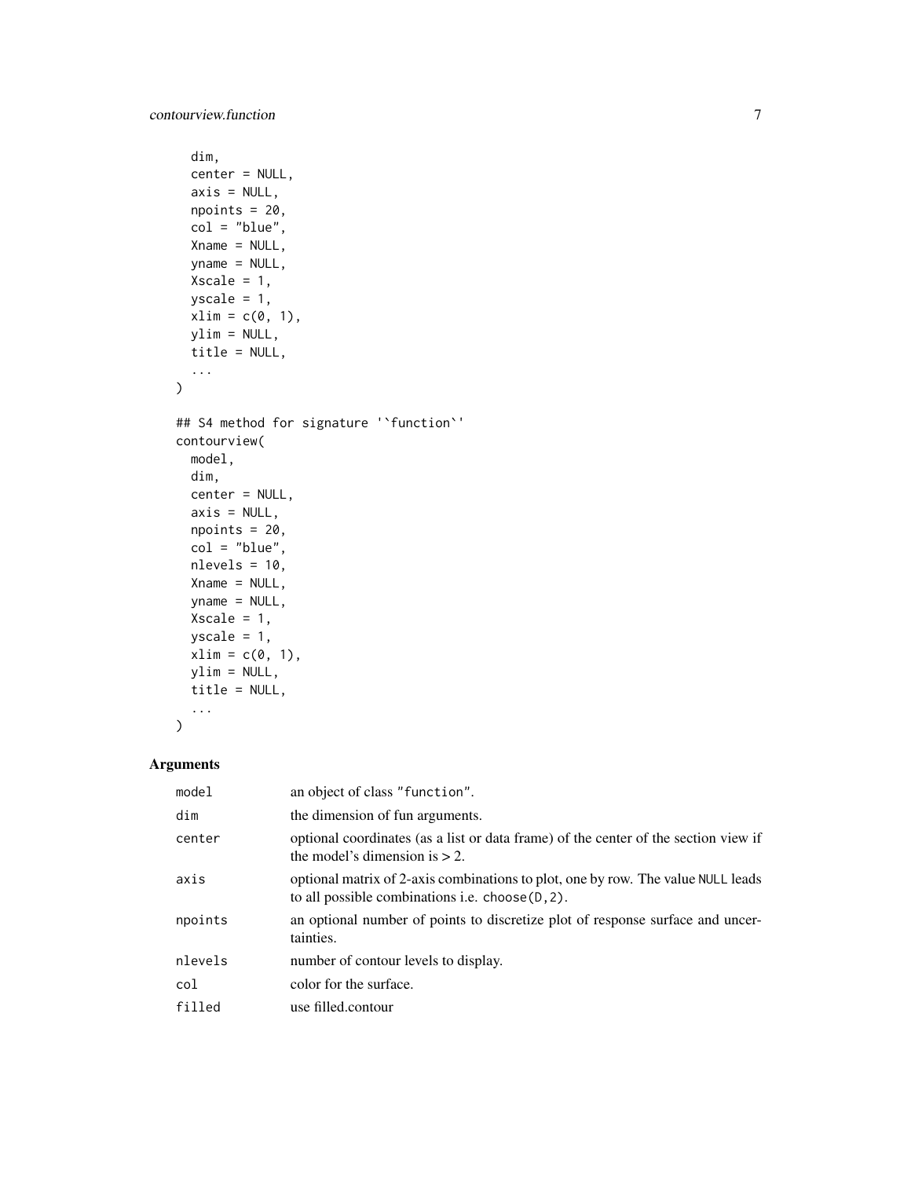```
  dim,
  center = NULL,
  axis = NULL,
  npoints = 20,
  col = "blue",
  Xname = NULL,
  yname = NULL,
  Xscale = 1,
  yscale = 1,
  xlim = c(0, 1),
  ylim = NULL,
  title = NULL,
  ...
)

## S4 method for signature '`function`'
contourview(
  model,
  dim,
  center = NULL,
  axis = NULL,
  npoints = 20,
  col = "blue",
  nlevels = 10,
  Xname = NULL,
  yname = NULL,
  Xscale = 1,
  yscale = 1,
  xlim = c(0, 1),
  ylim = NULL,
  title = NULL,
  ...
)
```

### Arguments

| | |
|---|---|
| `model` | an object of class `"function"`. |
| `dim` | the dimension of fun arguments. |
| `center` | optional coordinates (as a list or data frame) of the center of the section view if the model's dimension is > 2. |
| `axis` | optional matrix of 2-axis combinations to plot, one by row. The value `NULL` leads to all possible combinations i.e. `choose(D,2)`. |
| `npoints` | an optional number of points to discretize plot of response surface and uncertainties. |
| `nlevels` | number of contour levels to display. |
| `col` | color for the surface. |
| `filled` | use filled.contour |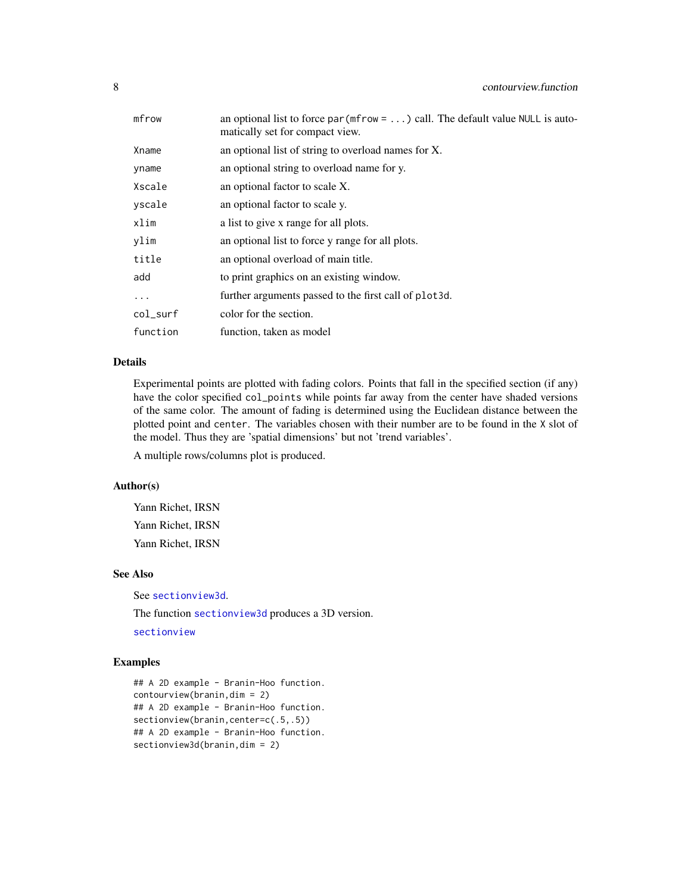| | |
|---|---|
| mfrow | an optional list to force par(mfrow = ...) call. The default value NULL is automatically set for compact view. |
| Xname | an optional list of string to overload names for X. |
| yname | an optional string to overload name for y. |
| Xscale | an optional factor to scale X. |
| yscale | an optional factor to scale y. |
| xlim | a list to give x range for all plots. |
| ylim | an optional list to force y range for all plots. |
| title | an optional overload of main title. |
| add | to print graphics on an existing window. |
| ... | further arguments passed to the first call of plot3d. |
| col_surf | color for the section. |
| function | function, taken as model |

## Details

Experimental points are plotted with fading colors. Points that fall in the specified section (if any) have the color specified col_points while points far away from the center have shaded versions of the same color. The amount of fading is determined using the Euclidean distance between the plotted point and center. The variables chosen with their number are to be found in the X slot of the model. Thus they are 'spatial dimensions' but not 'trend variables'.

A multiple rows/columns plot is produced.

## Author(s)

Yann Richet, IRSN

Yann Richet, IRSN

Yann Richet, IRSN

## See Also

See sectionview3d.

The function sectionview3d produces a 3D version.

sectionview

## Examples

```
## A 2D example - Branin-Hoo function.
contourview(branin,dim = 2)
## A 2D example - Branin-Hoo function.
sectionview(branin,center=c(.5,.5))
## A 2D example - Branin-Hoo function.
sectionview3d(branin,dim = 2)
```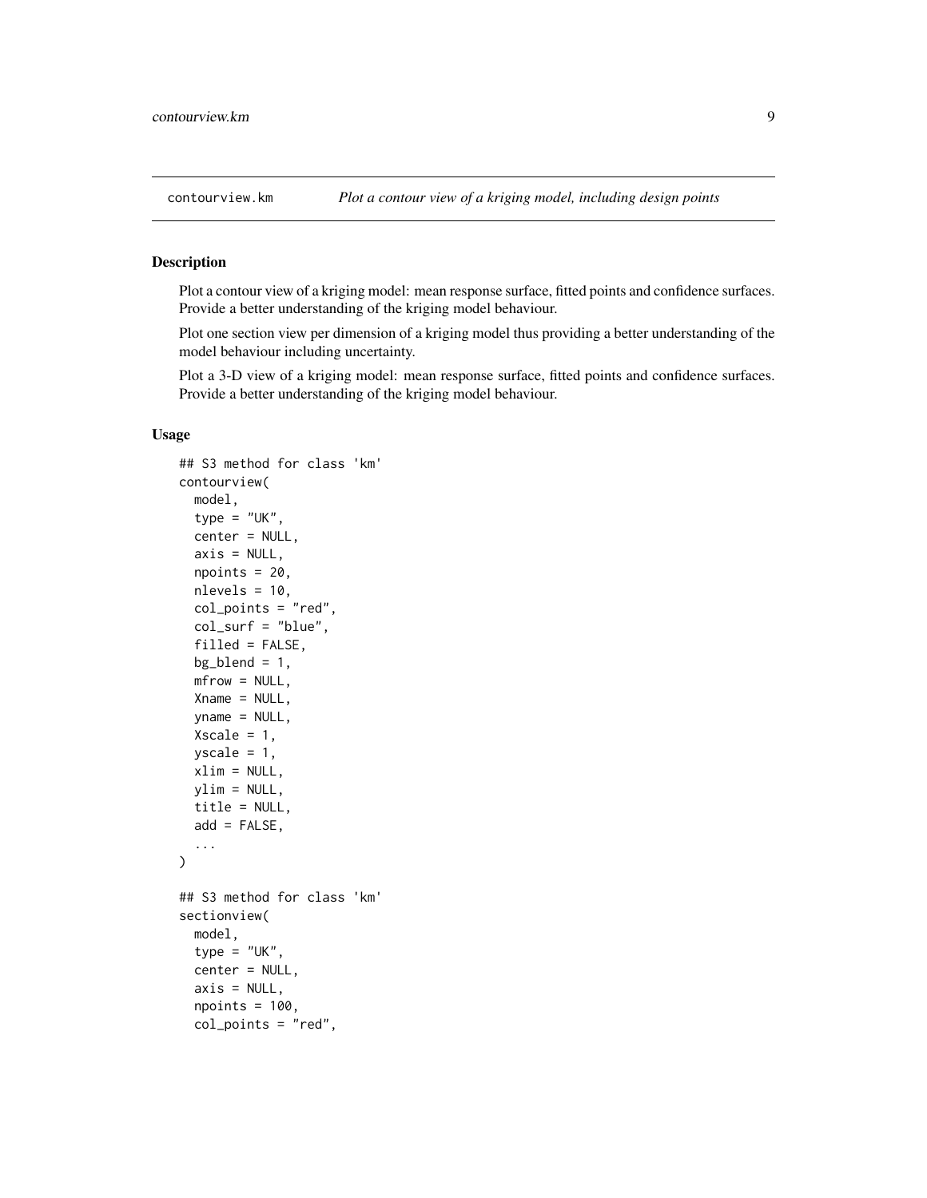## contourview.km — *Plot a contour view of a kriging model, including design points*

### Description

Plot a contour view of a kriging model: mean response surface, fitted points and confidence surfaces. Provide a better understanding of the kriging model behaviour.

Plot one section view per dimension of a kriging model thus providing a better understanding of the model behaviour including uncertainty.

Plot a 3-D view of a kriging model: mean response surface, fitted points and confidence surfaces. Provide a better understanding of the kriging model behaviour.

### Usage

```
## S3 method for class 'km'
contourview(
  model,
  type = "UK",
  center = NULL,
  axis = NULL,
  npoints = 20,
  nlevels = 10,
  col_points = "red",
  col_surf = "blue",
  filled = FALSE,
  bg_blend = 1,
  mfrow = NULL,
  Xname = NULL,
  yname = NULL,
  Xscale = 1,
  yscale = 1,
  xlim = NULL,
  ylim = NULL,
  title = NULL,
  add = FALSE,
  ...
)

## S3 method for class 'km'
sectionview(
  model,
  type = "UK",
  center = NULL,
  axis = NULL,
  npoints = 100,
  col_points = "red",
```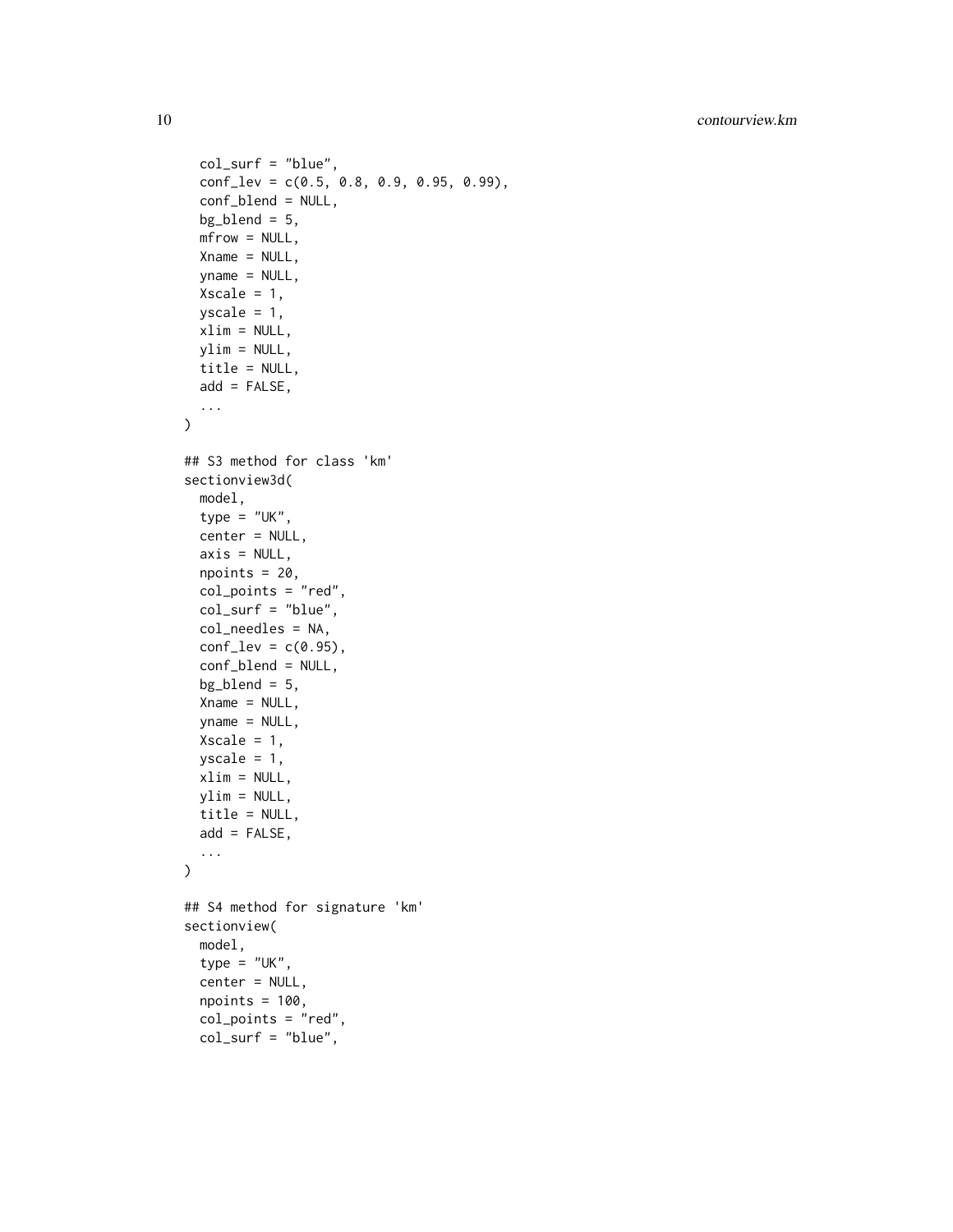```
  col_surf = "blue",
  conf_lev = c(0.5, 0.8, 0.9, 0.95, 0.99),
  conf_blend = NULL,
  bg_blend = 5,
  mfrow = NULL,
  Xname = NULL,
  yname = NULL,
  Xscale = 1,
  yscale = 1,
  xlim = NULL,
  ylim = NULL,
  title = NULL,
  add = FALSE,
  ...
)

## S3 method for class 'km'
sectionview3d(
  model,
  type = "UK",
  center = NULL,
  axis = NULL,
  npoints = 20,
  col_points = "red",
  col_surf = "blue",
  col_needles = NA,
  conf_lev = c(0.95),
  conf_blend = NULL,
  bg_blend = 5,
  Xname = NULL,
  yname = NULL,
  Xscale = 1,
  yscale = 1,
  xlim = NULL,
  ylim = NULL,
  title = NULL,
  add = FALSE,
  ...
)

## S4 method for signature 'km'
sectionview(
  model,
  type = "UK",
  center = NULL,
  npoints = 100,
  col_points = "red",
  col_surf = "blue",
```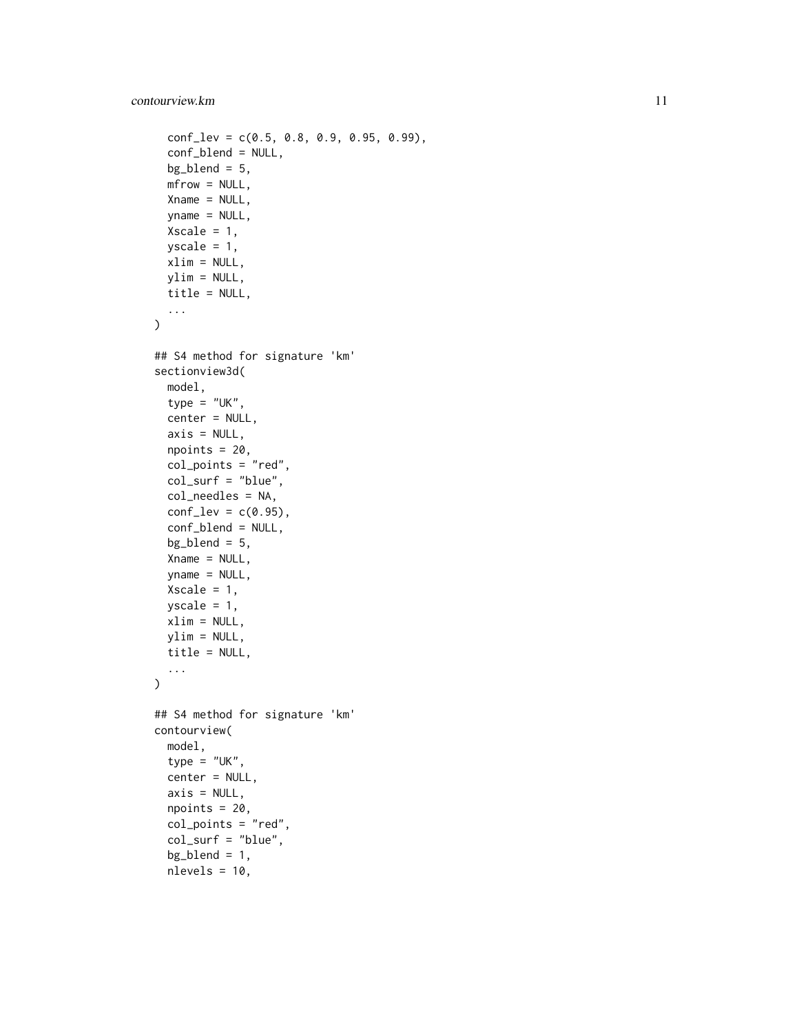```
  conf_lev = c(0.5, 0.8, 0.9, 0.95, 0.99),
  conf_blend = NULL,
  bg_blend = 5,
  mfrow = NULL,
  Xname = NULL,
  yname = NULL,
  Xscale = 1,
  yscale = 1,
  xlim = NULL,
  ylim = NULL,
  title = NULL,
  ...
)

## S4 method for signature 'km'
sectionview3d(
  model,
  type = "UK",
  center = NULL,
  axis = NULL,
  npoints = 20,
  col_points = "red",
  col_surf = "blue",
  col_needles = NA,
  conf_lev = c(0.95),
  conf_blend = NULL,
  bg_blend = 5,
  Xname = NULL,
  yname = NULL,
  Xscale = 1,
  yscale = 1,
  xlim = NULL,
  ylim = NULL,
  title = NULL,
  ...
)

## S4 method for signature 'km'
contourview(
  model,
  type = "UK",
  center = NULL,
  axis = NULL,
  npoints = 20,
  col_points = "red",
  col_surf = "blue",
  bg_blend = 1,
  nlevels = 10,
```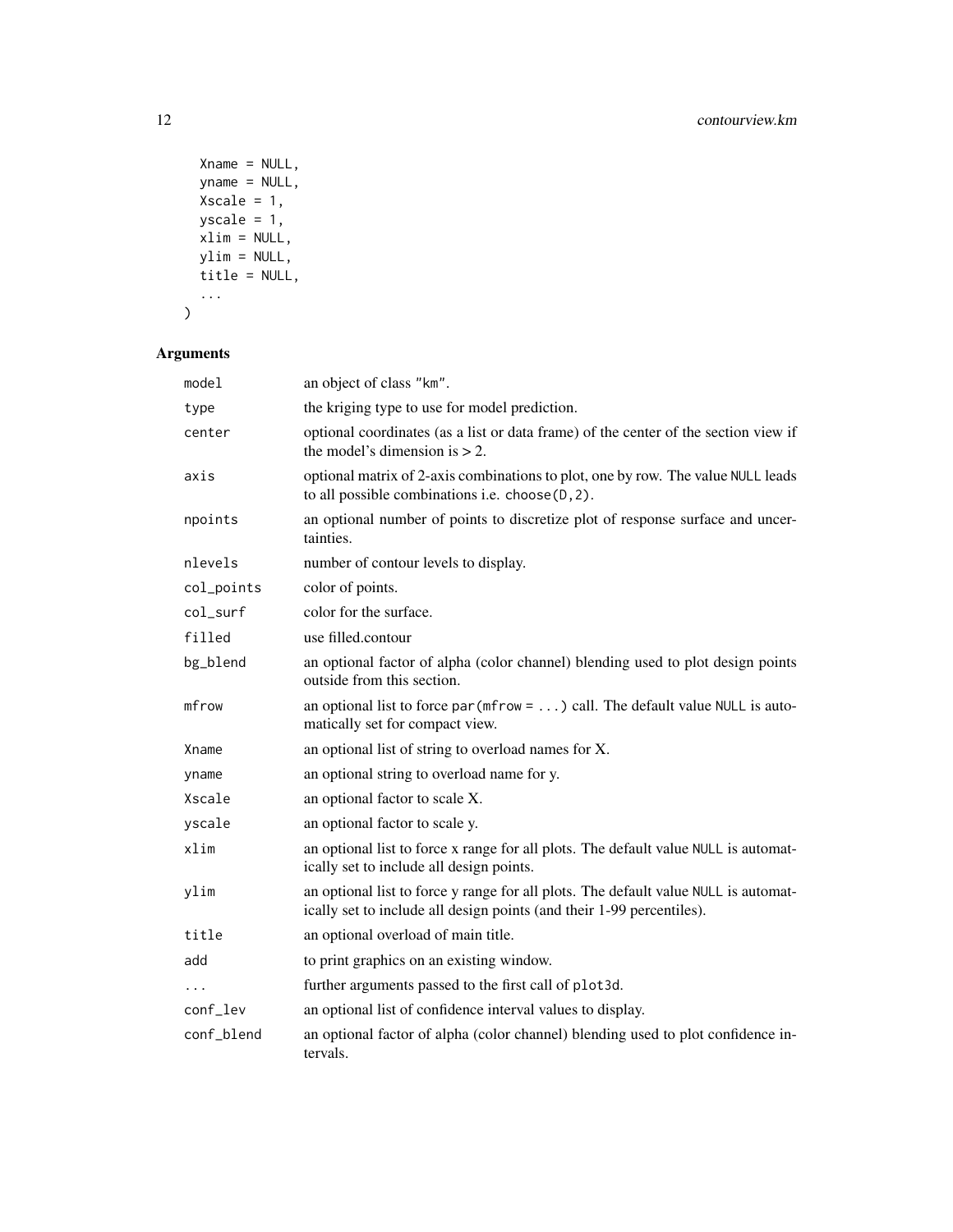```
  Xname = NULL,
  yname = NULL,
  Xscale = 1,
  yscale = 1,
  xlim = NULL,
  ylim = NULL,
  title = NULL,
  ...
)
```

## Arguments

| | |
|---|---|
| `model` | an object of class "km". |
| `type` | the kriging type to use for model prediction. |
| `center` | optional coordinates (as a list or data frame) of the center of the section view if the model's dimension is > 2. |
| `axis` | optional matrix of 2-axis combinations to plot, one by row. The value `NULL` leads to all possible combinations i.e. `choose(D,2)`. |
| `npoints` | an optional number of points to discretize plot of response surface and uncertainties. |
| `nlevels` | number of contour levels to display. |
| `col_points` | color of points. |
| `col_surf` | color for the surface. |
| `filled` | use filled.contour |
| `bg_blend` | an optional factor of alpha (color channel) blending used to plot design points outside from this section. |
| `mfrow` | an optional list to force `par(mfrow = ...)` call. The default value `NULL` is automatically set for compact view. |
| `Xname` | an optional list of string to overload names for X. |
| `yname` | an optional string to overload name for y. |
| `Xscale` | an optional factor to scale X. |
| `yscale` | an optional factor to scale y. |
| `xlim` | an optional list to force x range for all plots. The default value `NULL` is automatically set to include all design points. |
| `ylim` | an optional list to force y range for all plots. The default value `NULL` is automatically set to include all design points (and their 1-99 percentiles). |
| `title` | an optional overload of main title. |
| `add` | to print graphics on an existing window. |
| `...` | further arguments passed to the first call of `plot3d`. |
| `conf_lev` | an optional list of confidence interval values to display. |
| `conf_blend` | an optional factor of alpha (color channel) blending used to plot confidence intervals. |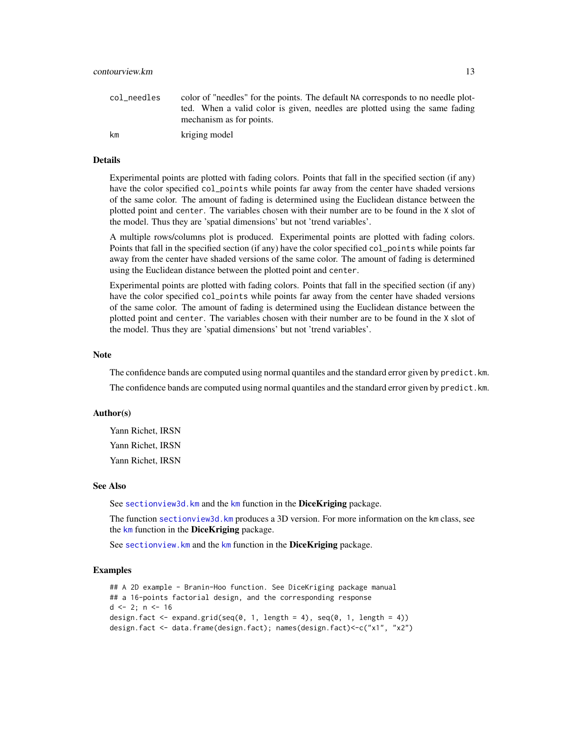| | |
|---|---|
| col_needles | color of "needles" for the points. The default NA corresponds to no needle plotted. When a valid color is given, needles are plotted using the same fading mechanism as for points. |
| km | kriging model |

## Details

Experimental points are plotted with fading colors. Points that fall in the specified section (if any) have the color specified col_points while points far away from the center have shaded versions of the same color. The amount of fading is determined using the Euclidean distance between the plotted point and center. The variables chosen with their number are to be found in the X slot of the model. Thus they are 'spatial dimensions' but not 'trend variables'.

A multiple rows/columns plot is produced. Experimental points are plotted with fading colors. Points that fall in the specified section (if any) have the color specified col_points while points far away from the center have shaded versions of the same color. The amount of fading is determined using the Euclidean distance between the plotted point and center.

Experimental points are plotted with fading colors. Points that fall in the specified section (if any) have the color specified col_points while points far away from the center have shaded versions of the same color. The amount of fading is determined using the Euclidean distance between the plotted point and center. The variables chosen with their number are to be found in the X slot of the model. Thus they are 'spatial dimensions' but not 'trend variables'.

## Note

The confidence bands are computed using normal quantiles and the standard error given by predict.km.

The confidence bands are computed using normal quantiles and the standard error given by predict.km.

## Author(s)

Yann Richet, IRSN

Yann Richet, IRSN

Yann Richet, IRSN

## See Also

See sectionview3d.km and the km function in the **DiceKriging** package.

The function sectionview3d.km produces a 3D version. For more information on the km class, see the km function in the **DiceKriging** package.

See sectionview.km and the km function in the **DiceKriging** package.

## Examples

```
## A 2D example - Branin-Hoo function. See DiceKriging package manual
## a 16-points factorial design, and the corresponding response
d <- 2; n <- 16
design.fact <- expand.grid(seq(0, 1, length = 4), seq(0, 1, length = 4))
design.fact <- data.frame(design.fact); names(design.fact)<-c("x1", "x2")
```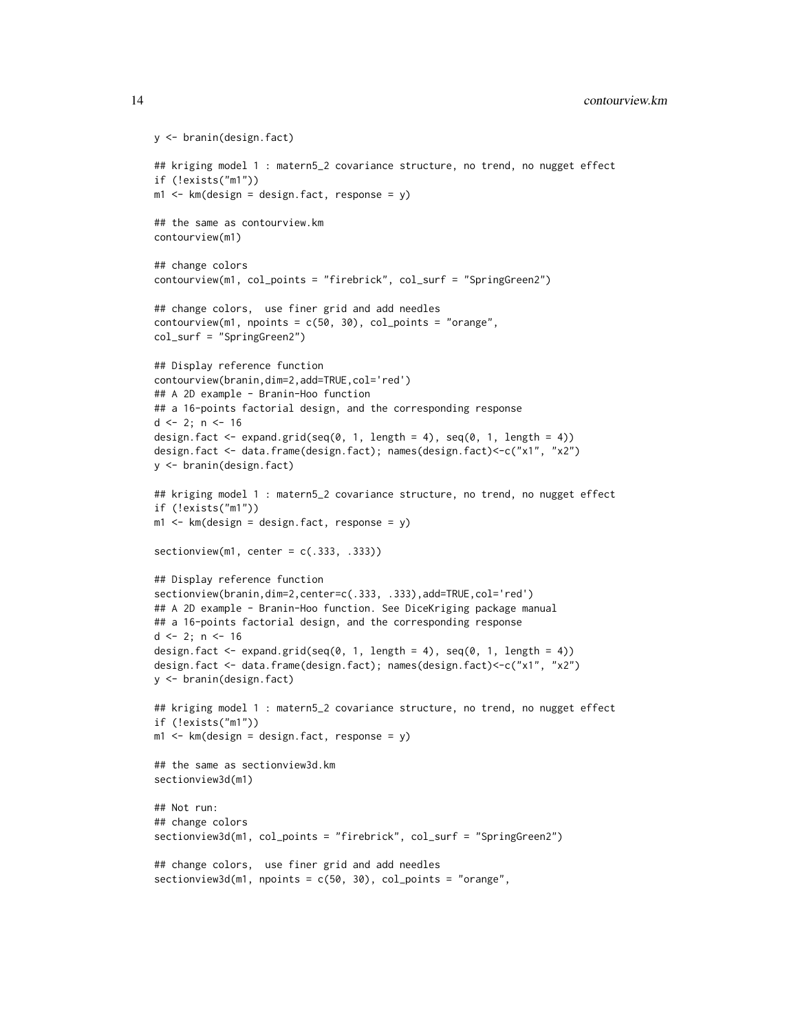```
y <- branin(design.fact)

## kriging model 1 : matern5_2 covariance structure, no trend, no nugget effect
if (!exists("m1"))
m1 <- km(design = design.fact, response = y)

## the same as contourview.km
contourview(m1)

## change colors
contourview(m1, col_points = "firebrick", col_surf = "SpringGreen2")

## change colors,  use finer grid and add needles
contourview(m1, npoints = c(50, 30), col_points = "orange",
col_surf = "SpringGreen2")

## Display reference function
contourview(branin,dim=2,add=TRUE,col='red')
## A 2D example - Branin-Hoo function
## a 16-points factorial design, and the corresponding response
d <- 2; n <- 16
design.fact <- expand.grid(seq(0, 1, length = 4), seq(0, 1, length = 4))
design.fact <- data.frame(design.fact); names(design.fact)<-c("x1", "x2")
y <- branin(design.fact)

## kriging model 1 : matern5_2 covariance structure, no trend, no nugget effect
if (!exists("m1"))
m1 <- km(design = design.fact, response = y)

sectionview(m1, center = c(.333, .333))

## Display reference function
sectionview(branin,dim=2,center=c(.333, .333),add=TRUE,col='red')
## A 2D example - Branin-Hoo function. See DiceKriging package manual
## a 16-points factorial design, and the corresponding response
d <- 2; n <- 16
design.fact <- expand.grid(seq(0, 1, length = 4), seq(0, 1, length = 4))
design.fact <- data.frame(design.fact); names(design.fact)<-c("x1", "x2")
y <- branin(design.fact)

## kriging model 1 : matern5_2 covariance structure, no trend, no nugget effect
if (!exists("m1"))
m1 <- km(design = design.fact, response = y)

## the same as sectionview3d.km
sectionview3d(m1)

## Not run:
## change colors
sectionview3d(m1, col_points = "firebrick", col_surf = "SpringGreen2")

## change colors,  use finer grid and add needles
sectionview3d(m1, npoints = c(50, 30), col_points = "orange",
```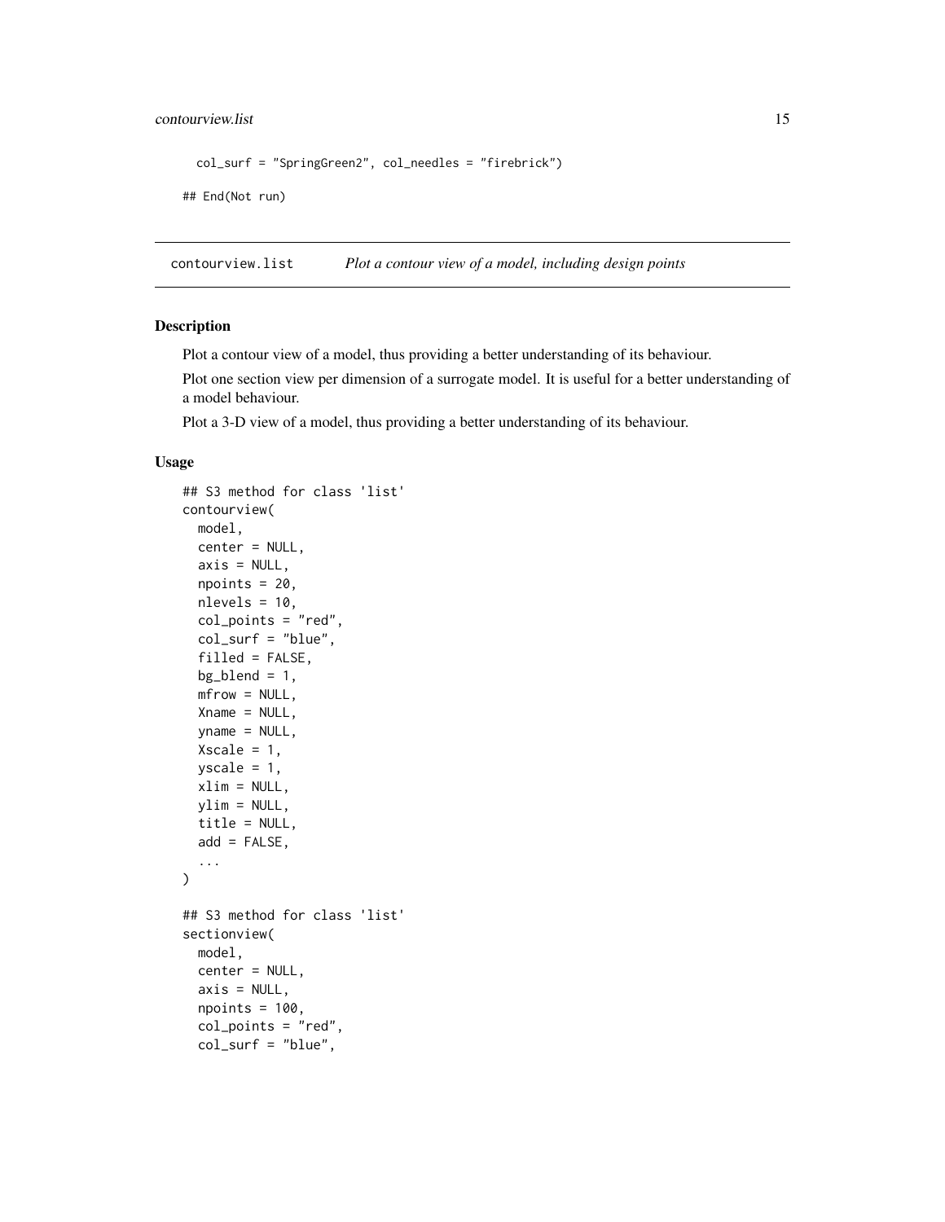```
  col_surf = "SpringGreen2", col_needles = "firebrick")

## End(Not run)
```

## contourview.list — *Plot a contour view of a model, including design points*

### Description

Plot a contour view of a model, thus providing a better understanding of its behaviour.

Plot one section view per dimension of a surrogate model. It is useful for a better understanding of a model behaviour.

Plot a 3-D view of a model, thus providing a better understanding of its behaviour.

### Usage

```
## S3 method for class 'list'
contourview(
  model,
  center = NULL,
  axis = NULL,
  npoints = 20,
  nlevels = 10,
  col_points = "red",
  col_surf = "blue",
  filled = FALSE,
  bg_blend = 1,
  mfrow = NULL,
  Xname = NULL,
  yname = NULL,
  Xscale = 1,
  yscale = 1,
  xlim = NULL,
  ylim = NULL,
  title = NULL,
  add = FALSE,
  ...
)

## S3 method for class 'list'
sectionview(
  model,
  center = NULL,
  axis = NULL,
  npoints = 100,
  col_points = "red",
  col_surf = "blue",
```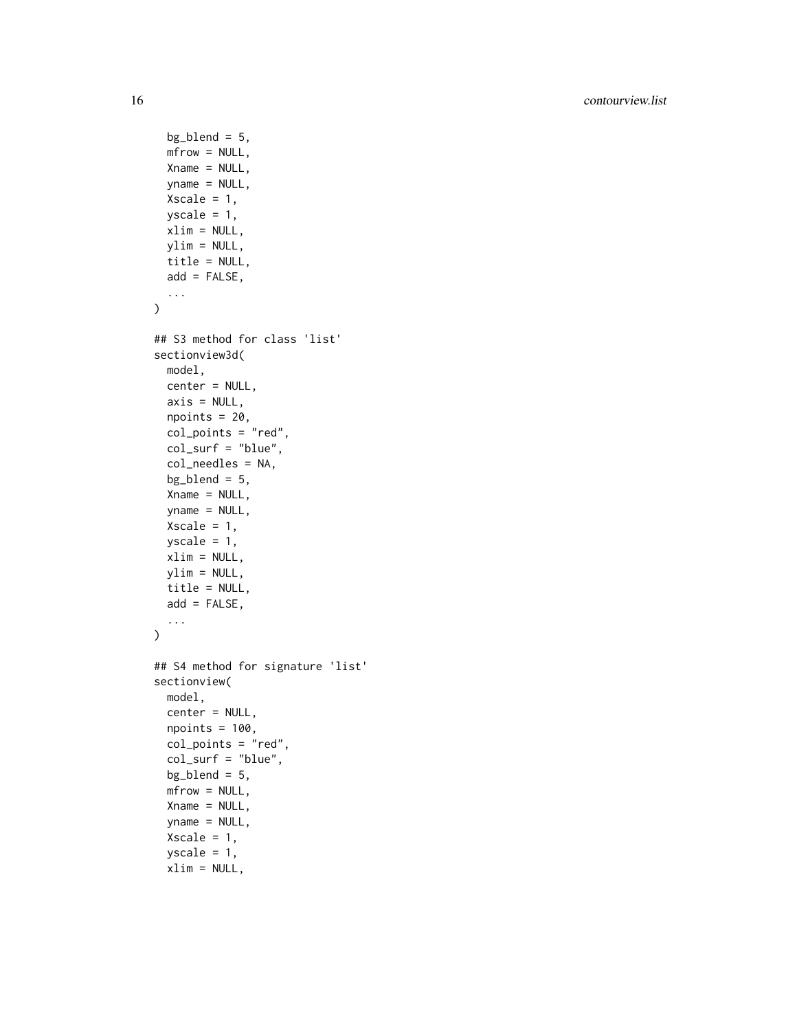```
  bg_blend = 5,
  mfrow = NULL,
  Xname = NULL,
  yname = NULL,
  Xscale = 1,
  yscale = 1,
  xlim = NULL,
  ylim = NULL,
  title = NULL,
  add = FALSE,
  ...
)

## S3 method for class 'list'
sectionview3d(
  model,
  center = NULL,
  axis = NULL,
  npoints = 20,
  col_points = "red",
  col_surf = "blue",
  col_needles = NA,
  bg_blend = 5,
  Xname = NULL,
  yname = NULL,
  Xscale = 1,
  yscale = 1,
  xlim = NULL,
  ylim = NULL,
  title = NULL,
  add = FALSE,
  ...
)

## S4 method for signature 'list'
sectionview(
  model,
  center = NULL,
  npoints = 100,
  col_points = "red",
  col_surf = "blue",
  bg_blend = 5,
  mfrow = NULL,
  Xname = NULL,
  yname = NULL,
  Xscale = 1,
  yscale = 1,
  xlim = NULL,
```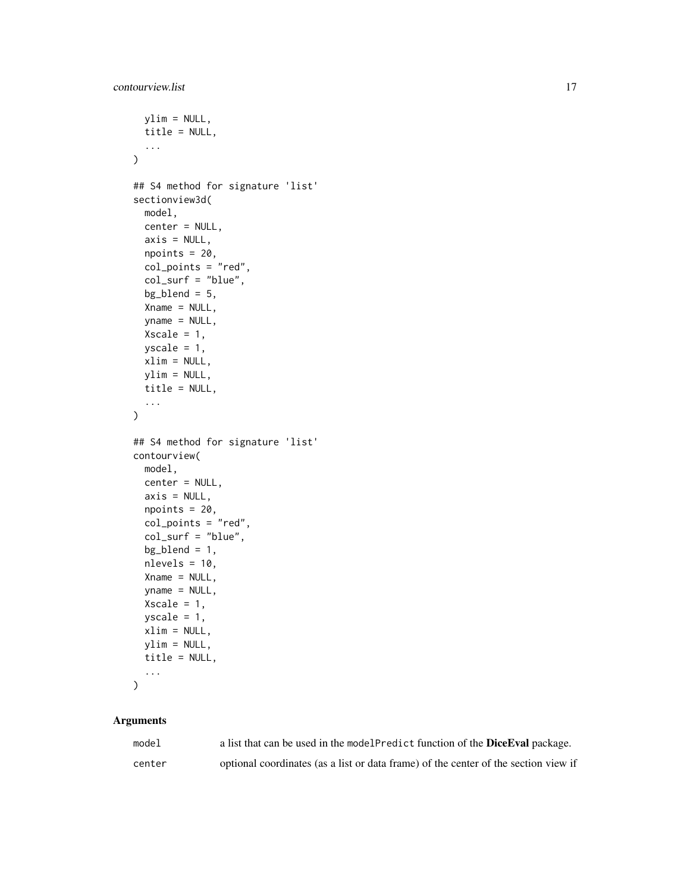```
  ylim = NULL,
  title = NULL,
  ...
)

## S4 method for signature 'list'
sectionview3d(
  model,
  center = NULL,
  axis = NULL,
  npoints = 20,
  col_points = "red",
  col_surf = "blue",
  bg_blend = 5,
  Xname = NULL,
  yname = NULL,
  Xscale = 1,
  yscale = 1,
  xlim = NULL,
  ylim = NULL,
  title = NULL,
  ...
)

## S4 method for signature 'list'
contourview(
  model,
  center = NULL,
  axis = NULL,
  npoints = 20,
  col_points = "red",
  col_surf = "blue",
  bg_blend = 1,
  nlevels = 10,
  Xname = NULL,
  yname = NULL,
  Xscale = 1,
  yscale = 1,
  xlim = NULL,
  ylim = NULL,
  title = NULL,
  ...
)
```

### Arguments

| | |
|---|---|
| model | a list that can be used in the modelPredict function of the **DiceEval** package. |
| center | optional coordinates (as a list or data frame) of the center of the section view if |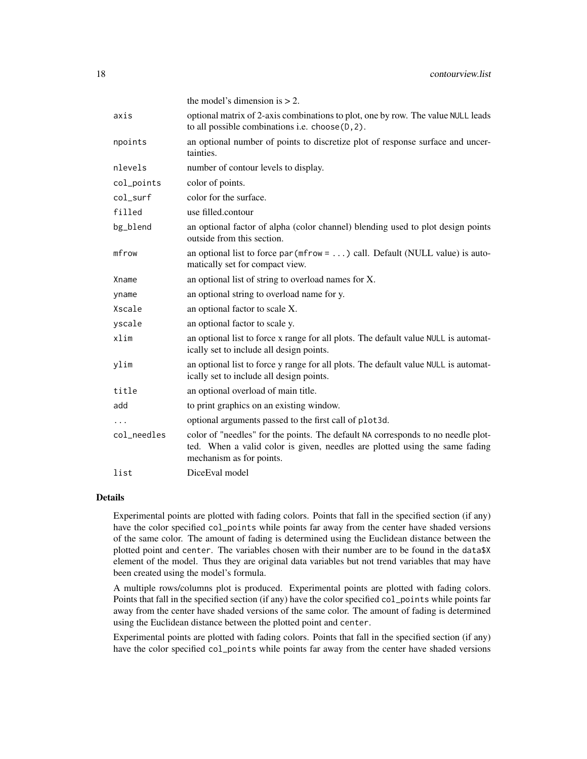| | |
|---|---|
| | the model's dimension is > 2. |
| axis | optional matrix of 2-axis combinations to plot, one by row. The value NULL leads to all possible combinations i.e. choose(D,2). |
| npoints | an optional number of points to discretize plot of response surface and uncertainties. |
| nlevels | number of contour levels to display. |
| col_points | color of points. |
| col_surf | color for the surface. |
| filled | use filled.contour |
| bg_blend | an optional factor of alpha (color channel) blending used to plot design points outside from this section. |
| mfrow | an optional list to force par(mfrow = ...) call. Default (NULL value) is automatically set for compact view. |
| Xname | an optional list of string to overload names for X. |
| yname | an optional string to overload name for y. |
| Xscale | an optional factor to scale X. |
| yscale | an optional factor to scale y. |
| xlim | an optional list to force x range for all plots. The default value NULL is automatically set to include all design points. |
| ylim | an optional list to force y range for all plots. The default value NULL is automatically set to include all design points. |
| title | an optional overload of main title. |
| add | to print graphics on an existing window. |
| ... | optional arguments passed to the first call of plot3d. |
| col_needles | color of "needles" for the points. The default NA corresponds to no needle plotted. When a valid color is given, needles are plotted using the same fading mechanism as for points. |
| list | DiceEval model |

### Details

Experimental points are plotted with fading colors. Points that fall in the specified section (if any) have the color specified col_points while points far away from the center have shaded versions of the same color. The amount of fading is determined using the Euclidean distance between the plotted point and center. The variables chosen with their number are to be found in the data$X element of the model. Thus they are original data variables but not trend variables that may have been created using the model's formula.

A multiple rows/columns plot is produced. Experimental points are plotted with fading colors. Points that fall in the specified section (if any) have the color specified col_points while points far away from the center have shaded versions of the same color. The amount of fading is determined using the Euclidean distance between the plotted point and center.

Experimental points are plotted with fading colors. Points that fall in the specified section (if any) have the color specified col_points while points far away from the center have shaded versions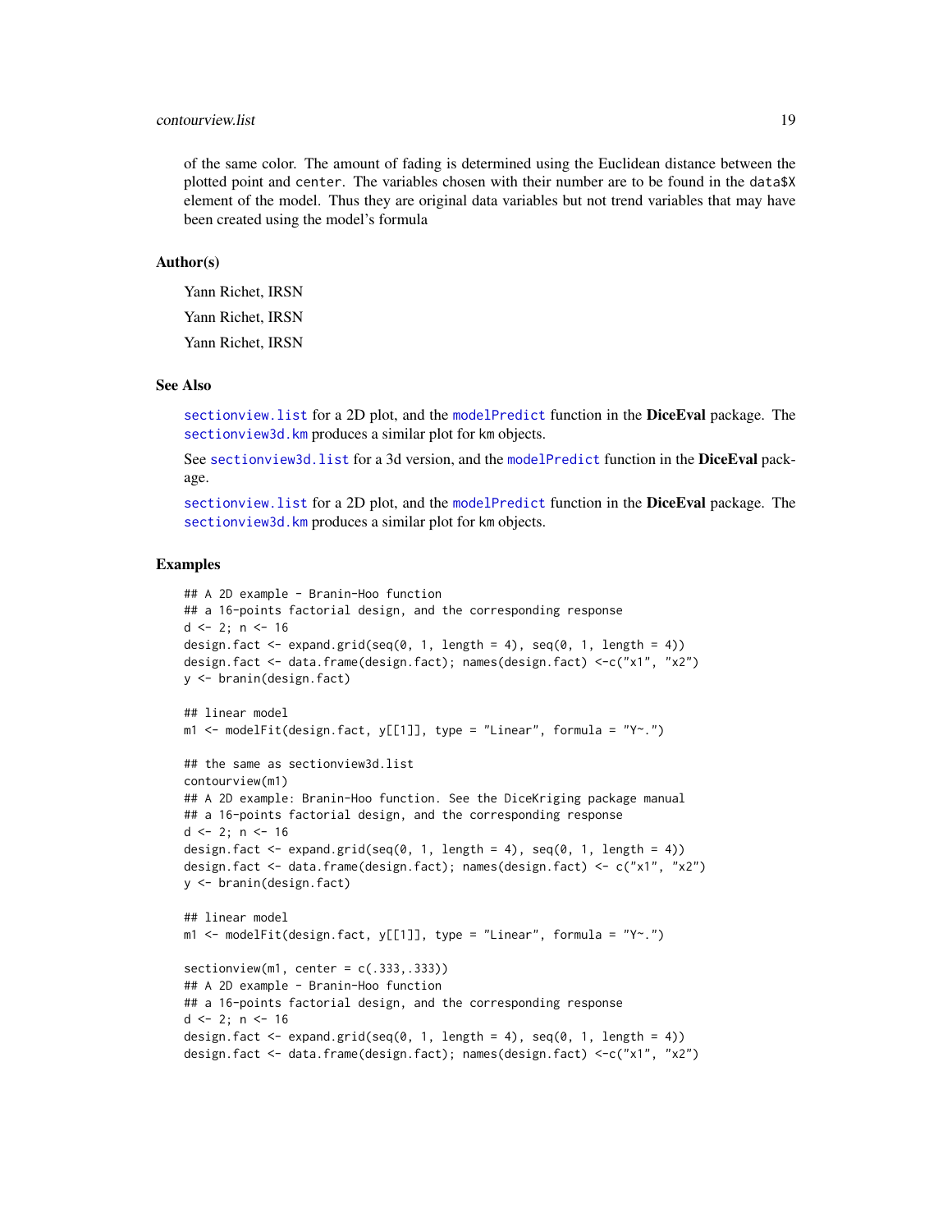of the same color. The amount of fading is determined using the Euclidean distance between the plotted point and `center`. The variables chosen with their number are to be found in the `data$X` element of the model. Thus they are original data variables but not trend variables that may have been created using the model's formula

## Author(s)

Yann Richet, IRSN

Yann Richet, IRSN

Yann Richet, IRSN

## See Also

`sectionview.list` for a 2D plot, and the `modelPredict` function in the **DiceEval** package. The `sectionview3d.km` produces a similar plot for `km` objects.

See `sectionview3d.list` for a 3d version, and the `modelPredict` function in the **DiceEval** package.

`sectionview.list` for a 2D plot, and the `modelPredict` function in the **DiceEval** package. The `sectionview3d.km` produces a similar plot for `km` objects.

## Examples

```
## A 2D example - Branin-Hoo function
## a 16-points factorial design, and the corresponding response
d <- 2; n <- 16
design.fact <- expand.grid(seq(0, 1, length = 4), seq(0, 1, length = 4))
design.fact <- data.frame(design.fact); names(design.fact) <-c("x1", "x2")
y <- branin(design.fact)

## linear model
m1 <- modelFit(design.fact, y[[1]], type = "Linear", formula = "Y~.")

## the same as sectionview3d.list
contourview(m1)
## A 2D example: Branin-Hoo function. See the DiceKriging package manual
## a 16-points factorial design, and the corresponding response
d <- 2; n <- 16
design.fact <- expand.grid(seq(0, 1, length = 4), seq(0, 1, length = 4))
design.fact <- data.frame(design.fact); names(design.fact) <- c("x1", "x2")
y <- branin(design.fact)

## linear model
m1 <- modelFit(design.fact, y[[1]], type = "Linear", formula = "Y~.")

sectionview(m1, center = c(.333,.333))
## A 2D example - Branin-Hoo function
## a 16-points factorial design, and the corresponding response
d <- 2; n <- 16
design.fact <- expand.grid(seq(0, 1, length = 4), seq(0, 1, length = 4))
design.fact <- data.frame(design.fact); names(design.fact) <-c("x1", "x2")
```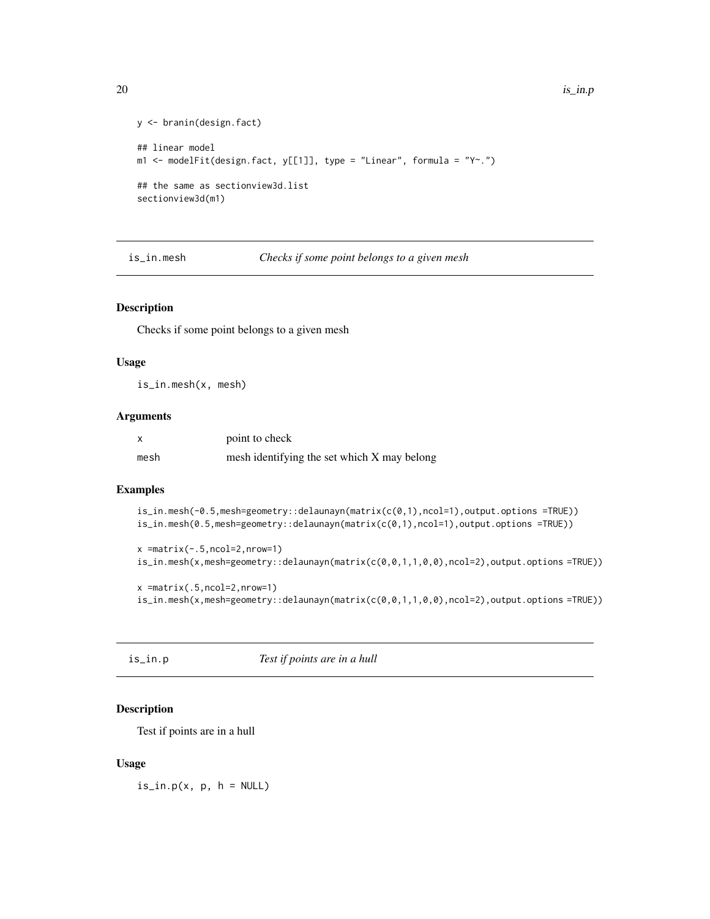```
y <- branin(design.fact)

## linear model
m1 <- modelFit(design.fact, y[[1]], type = "Linear", formula = "Y~.")

## the same as sectionview3d.list
sectionview3d(m1)
```

## is_in.mesh — *Checks if some point belongs to a given mesh*

### Description

Checks if some point belongs to a given mesh

### Usage

```
is_in.mesh(x, mesh)
```

### Arguments

| | |
|---|---|
| x | point to check |
| mesh | mesh identifying the set which X may belong |

### Examples

```
is_in.mesh(-0.5,mesh=geometry::delaunayn(matrix(c(0,1),ncol=1),output.options =TRUE))
is_in.mesh(0.5,mesh=geometry::delaunayn(matrix(c(0,1),ncol=1),output.options =TRUE))

x =matrix(-.5,ncol=2,nrow=1)
is_in.mesh(x,mesh=geometry::delaunayn(matrix(c(0,0,1,1,0,0),ncol=2),output.options =TRUE))

x =matrix(.5,ncol=2,nrow=1)
is_in.mesh(x,mesh=geometry::delaunayn(matrix(c(0,0,1,1,0,0),ncol=2),output.options =TRUE))
```

## is_in.p — *Test if points are in a hull*

### Description

Test if points are in a hull

### Usage

```
is_in.p(x, p, h = NULL)
```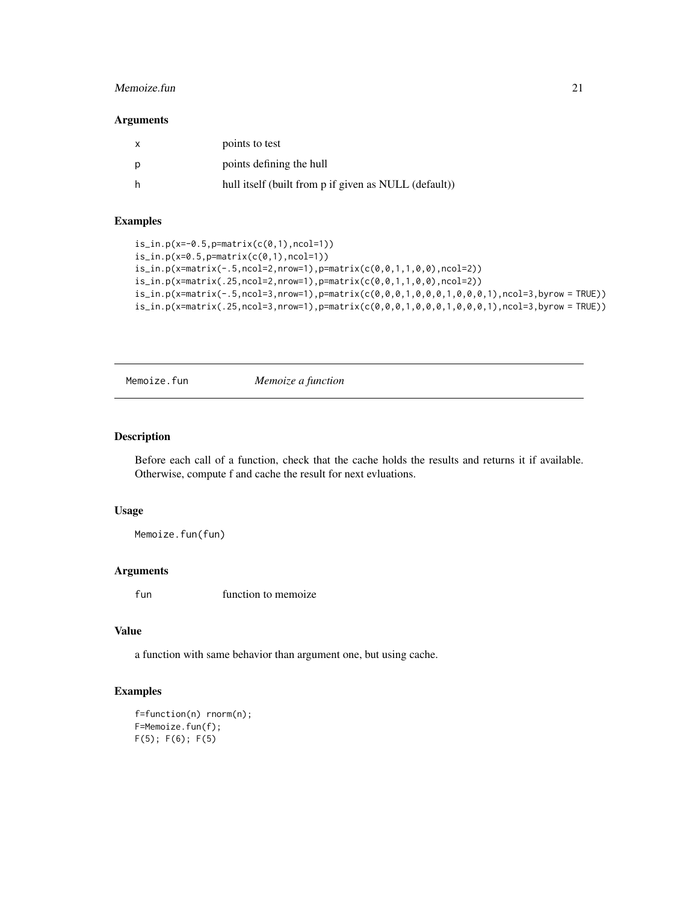### Arguments

| | |
|---|---|
| x | points to test |
| p | points defining the hull |
| h | hull itself (built from p if given as NULL (default)) |

### Examples

```
is_in.p(x=-0.5,p=matrix(c(0,1),ncol=1))
is_in.p(x=0.5,p=matrix(c(0,1),ncol=1))
is_in.p(x=matrix(-.5,ncol=2,nrow=1),p=matrix(c(0,0,1,1,0,0),ncol=2))
is_in.p(x=matrix(.25,ncol=2,nrow=1),p=matrix(c(0,0,1,1,0,0),ncol=2))
is_in.p(x=matrix(-.5,ncol=3,nrow=1),p=matrix(c(0,0,0,1,0,0,0,1,0,0,0,1),ncol=3,byrow = TRUE))
is_in.p(x=matrix(.25,ncol=3,nrow=1),p=matrix(c(0,0,0,1,0,0,0,1,0,0,0,1),ncol=3,byrow = TRUE))
```

---

## Memoize.fun — *Memoize a function*

### Description

Before each call of a function, check that the cache holds the results and returns it if available. Otherwise, compute f and cache the result for next evluations.

### Usage

```
Memoize.fun(fun)
```

### Arguments

| | |
|---|---|
| fun | function to memoize |

### Value

a function with same behavior than argument one, but using cache.

### Examples

```
f=function(n) rnorm(n);
F=Memoize.fun(f);
F(5); F(6); F(5)
```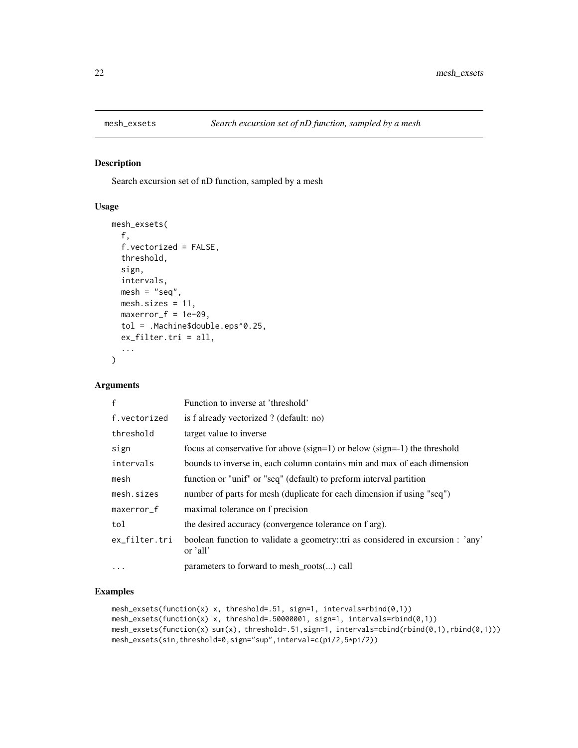mesh_exsets — *Search excursion set of nD function, sampled by a mesh*

## Description

Search excursion set of nD function, sampled by a mesh

## Usage

```
mesh_exsets(
  f,
  f.vectorized = FALSE,
  threshold,
  sign,
  intervals,
  mesh = "seq",
  mesh.sizes = 11,
  maxerror_f = 1e-09,
  tol = .Machine$double.eps^0.25,
  ex_filter.tri = all,
  ...
)
```

## Arguments

| | |
|---|---|
| `f` | Function to inverse at 'threshold' |
| `f.vectorized` | is f already vectorized ? (default: no) |
| `threshold` | target value to inverse |
| `sign` | focus at conservative for above (sign=1) or below (sign=-1) the threshold |
| `intervals` | bounds to inverse in, each column contains min and max of each dimension |
| `mesh` | function or "unif" or "seq" (default) to preform interval partition |
| `mesh.sizes` | number of parts for mesh (duplicate for each dimension if using "seq") |
| `maxerror_f` | maximal tolerance on f precision |
| `tol` | the desired accuracy (convergence tolerance on f arg). |
| `ex_filter.tri` | boolean function to validate a geometry::tri as considered in excursion : 'any' or 'all' |
| `...` | parameters to forward to mesh_roots(...) call |

## Examples

```
mesh_exsets(function(x) x, threshold=.51, sign=1, intervals=rbind(0,1))
mesh_exsets(function(x) x, threshold=.50000001, sign=1, intervals=rbind(0,1))
mesh_exsets(function(x) sum(x), threshold=.51,sign=1, intervals=cbind(rbind(0,1),rbind(0,1)))
mesh_exsets(sin,threshold=0,sign="sup",interval=c(pi/2,5*pi/2))
```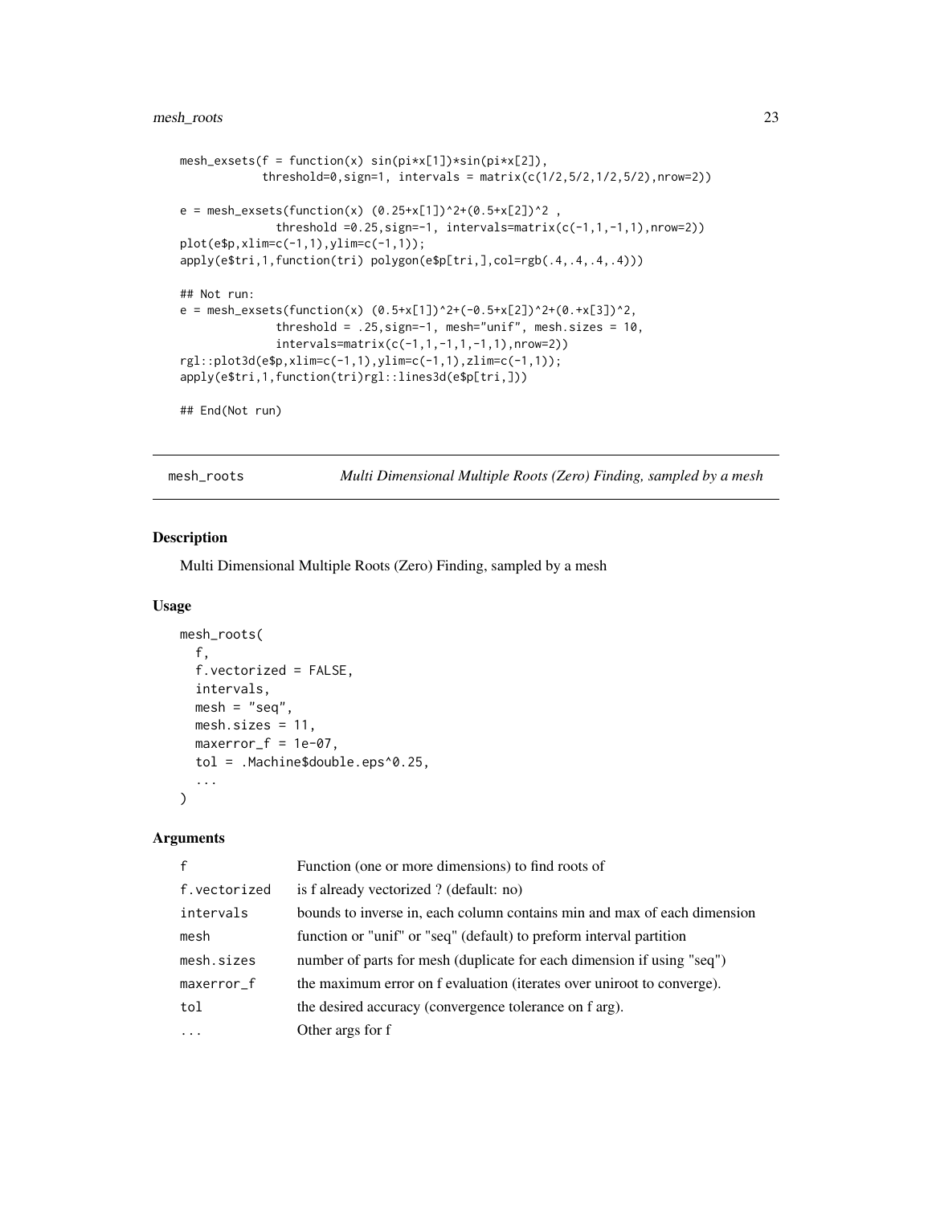```
mesh_exsets(f = function(x) sin(pi*x[1])*sin(pi*x[2]),
           threshold=0,sign=1, intervals = matrix(c(1/2,5/2,1/2,5/2),nrow=2))

e = mesh_exsets(function(x) (0.25+x[1])^2+(0.5+x[2])^2 ,
              threshold =0.25,sign=-1, intervals=matrix(c(-1,1,-1,1),nrow=2))
plot(e$p,xlim=c(-1,1),ylim=c(-1,1));
apply(e$tri,1,function(tri) polygon(e$p[tri,],col=rgb(.4,.4,.4,.4)))

## Not run:
e = mesh_exsets(function(x) (0.5+x[1])^2+(-0.5+x[2])^2+(0.+x[3])^2,
              threshold = .25,sign=-1, mesh="unif", mesh.sizes = 10,
              intervals=matrix(c(-1,1,-1,1,-1,1),nrow=2))
rgl::plot3d(e$p,xlim=c(-1,1),ylim=c(-1,1),zlim=c(-1,1));
apply(e$tri,1,function(tri)rgl::lines3d(e$p[tri,]))

## End(Not run)
```

---

## mesh_roots — *Multi Dimensional Multiple Roots (Zero) Finding, sampled by a mesh*

### Description

Multi Dimensional Multiple Roots (Zero) Finding, sampled by a mesh

### Usage

```
mesh_roots(
  f,
  f.vectorized = FALSE,
  intervals,
  mesh = "seq",
  mesh.sizes = 11,
  maxerror_f = 1e-07,
  tol = .Machine$double.eps^0.25,
  ...
)
```

### Arguments

| | |
|---|---|
| `f` | Function (one or more dimensions) to find roots of |
| `f.vectorized` | is f already vectorized ? (default: no) |
| `intervals` | bounds to inverse in, each column contains min and max of each dimension |
| `mesh` | function or "unif" or "seq" (default) to preform interval partition |
| `mesh.sizes` | number of parts for mesh (duplicate for each dimension if using "seq") |
| `maxerror_f` | the maximum error on f evaluation (iterates over uniroot to converge). |
| `tol` | the desired accuracy (convergence tolerance on f arg). |
| `...` | Other args for f |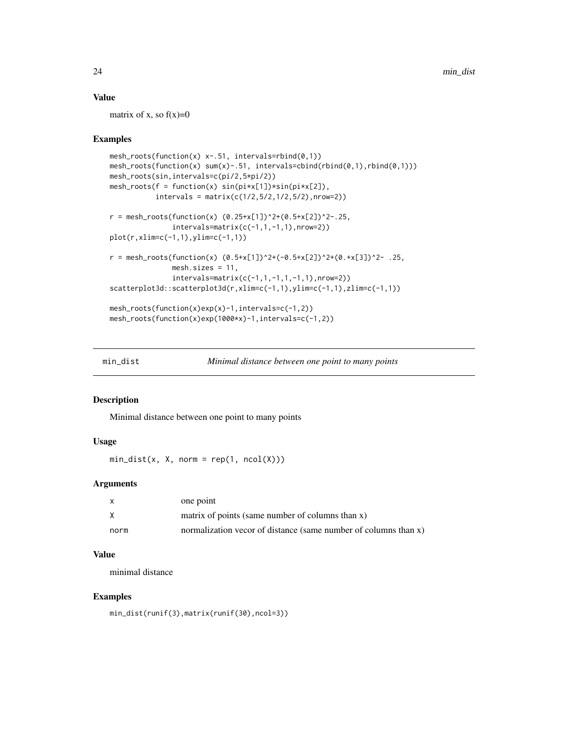### Value

matrix of x, so f(x)=0

### Examples

```
mesh_roots(function(x) x-.51, intervals=rbind(0,1))
mesh_roots(function(x) sum(x)-.51, intervals=cbind(rbind(0,1),rbind(0,1)))
mesh_roots(sin,intervals=c(pi/2,5*pi/2))
mesh_roots(f = function(x) sin(pi*x[1])*sin(pi*x[2]),
          intervals = matrix(c(1/2,5/2,1/2,5/2),nrow=2))

r = mesh_roots(function(x) (0.25+x[1])^2+(0.5+x[2])^2-.25,
              intervals=matrix(c(-1,1,-1,1),nrow=2))
plot(r,xlim=c(-1,1),ylim=c(-1,1))

r = mesh_roots(function(x) (0.5+x[1])^2+(-0.5+x[2])^2+(0.+x[3])^2- .25,
              mesh.sizes = 11,
              intervals=matrix(c(-1,1,-1,1,-1,1),nrow=2))
scatterplot3d::scatterplot3d(r,xlim=c(-1,1),ylim=c(-1,1),zlim=c(-1,1))

mesh_roots(function(x)exp(x)-1,intervals=c(-1,2))
mesh_roots(function(x)exp(1000*x)-1,intervals=c(-1,2))
```

## min_dist — *Minimal distance between one point to many points*

### Description

Minimal distance between one point to many points

### Usage

```
min_dist(x, X, norm = rep(1, ncol(X)))
```

### Arguments

| | |
|---|---|
| x | one point |
| X | matrix of points (same number of columns than x) |
| norm | normalization vecor of distance (same number of columns than x) |

### Value

minimal distance

### Examples

```
min_dist(runif(3),matrix(runif(30),ncol=3))
```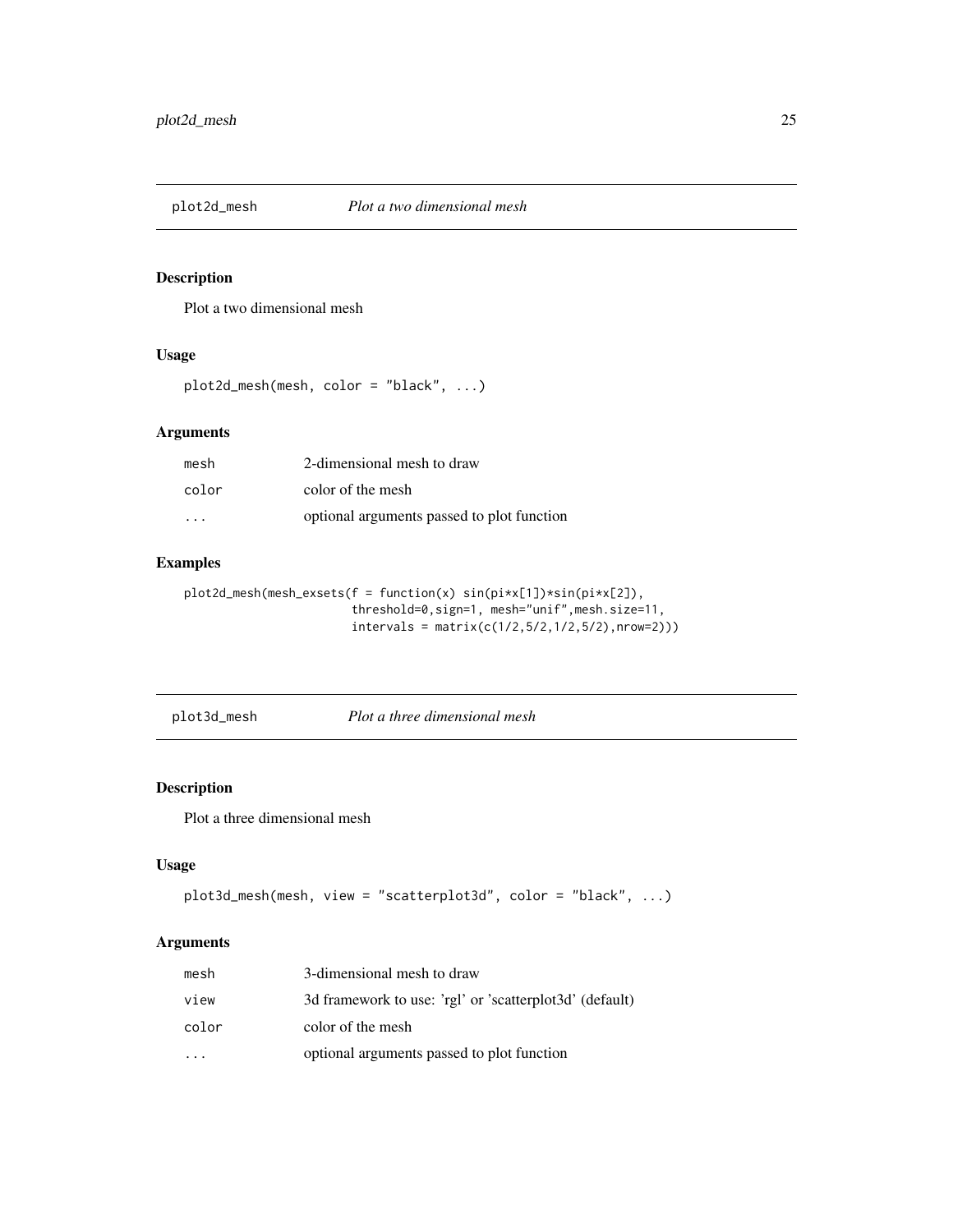## plot2d_mesh *Plot a two dimensional mesh*

### Description

Plot a two dimensional mesh

### Usage

```
plot2d_mesh(mesh, color = "black", ...)
```

### Arguments

| | |
|---|---|
| mesh | 2-dimensional mesh to draw |
| color | color of the mesh |
| ... | optional arguments passed to plot function |

### Examples

```
plot2d_mesh(mesh_exsets(f = function(x) sin(pi*x[1])*sin(pi*x[2]),
                        threshold=0,sign=1, mesh="unif",mesh.size=11,
                        intervals = matrix(c(1/2,5/2,1/2,5/2),nrow=2)))
```

## plot3d_mesh *Plot a three dimensional mesh*

### Description

Plot a three dimensional mesh

### Usage

```
plot3d_mesh(mesh, view = "scatterplot3d", color = "black", ...)
```

### Arguments

| | |
|---|---|
| mesh | 3-dimensional mesh to draw |
| view | 3d framework to use: 'rgl' or 'scatterplot3d' (default) |
| color | color of the mesh |
| ... | optional arguments passed to plot function |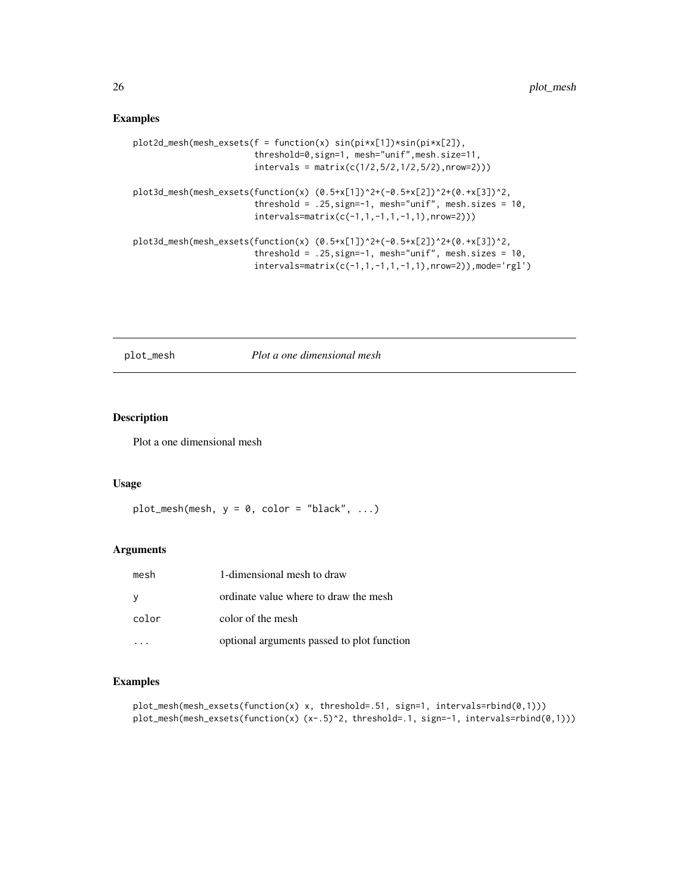## Examples

```
plot2d_mesh(mesh_exsets(f = function(x) sin(pi*x[1])*sin(pi*x[2]),
                        threshold=0,sign=1, mesh="unif",mesh.size=11,
                        intervals = matrix(c(1/2,5/2,1/2,5/2),nrow=2)))

plot3d_mesh(mesh_exsets(function(x) (0.5+x[1])^2+(-0.5+x[2])^2+(0.+x[3])^2,
                        threshold = .25,sign=-1, mesh="unif", mesh.sizes = 10,
                        intervals=matrix(c(-1,1,-1,1,-1,1),nrow=2)))

plot3d_mesh(mesh_exsets(function(x) (0.5+x[1])^2+(-0.5+x[2])^2+(0.+x[3])^2,
                        threshold = .25,sign=-1, mesh="unif", mesh.sizes = 10,
                        intervals=matrix(c(-1,1,-1,1,-1,1),nrow=2)),mode='rgl')
```

# plot_mesh *Plot a one dimensional mesh*

## Description

Plot a one dimensional mesh

## Usage

```
plot_mesh(mesh, y = 0, color = "black", ...)
```

## Arguments

| | |
|---|---|
| mesh | 1-dimensional mesh to draw |
| y | ordinate value where to draw the mesh |
| color | color of the mesh |
| ... | optional arguments passed to plot function |

## Examples

```
plot_mesh(mesh_exsets(function(x) x, threshold=.51, sign=1, intervals=rbind(0,1)))
plot_mesh(mesh_exsets(function(x) (x-.5)^2, threshold=.1, sign=-1, intervals=rbind(0,1)))
```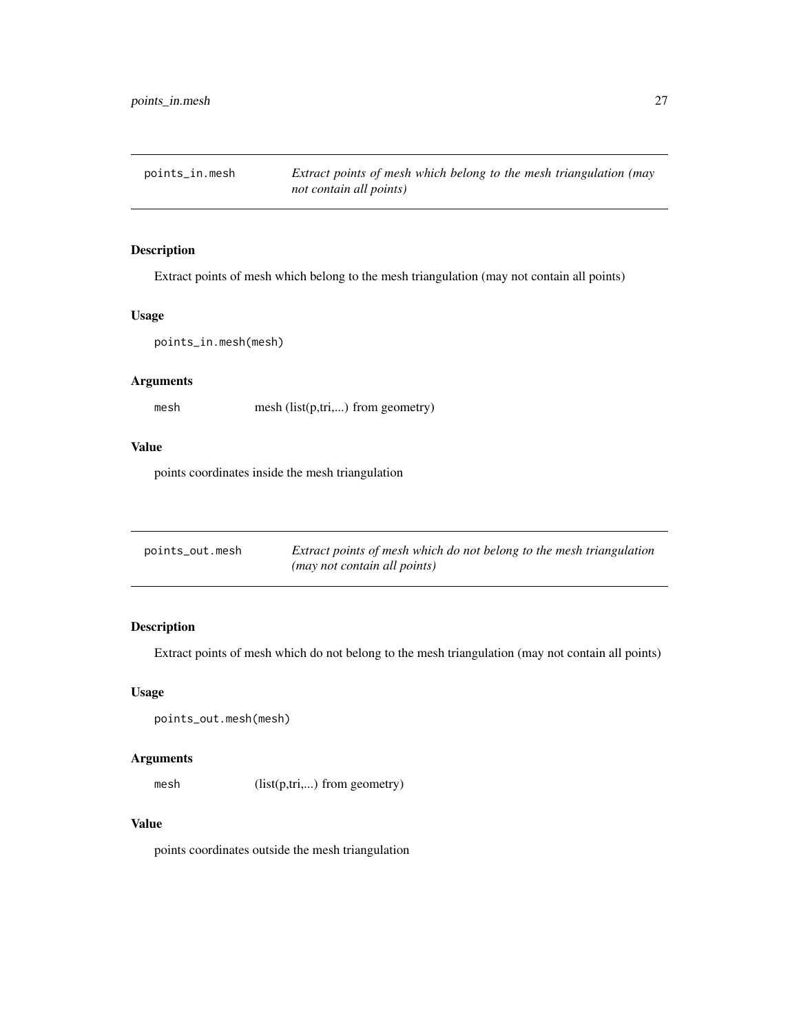## points_in.mesh — *Extract points of mesh which belong to the mesh triangulation (may not contain all points)*

### Description

Extract points of mesh which belong to the mesh triangulation (may not contain all points)

### Usage

```
points_in.mesh(mesh)
```

### Arguments

| | |
|---|---|
| `mesh` | mesh (list(p,tri,...) from geometry) |

### Value

points coordinates inside the mesh triangulation

## points_out.mesh — *Extract points of mesh which do not belong to the mesh triangulation (may not contain all points)*

### Description

Extract points of mesh which do not belong to the mesh triangulation (may not contain all points)

### Usage

```
points_out.mesh(mesh)
```

### Arguments

| | |
|---|---|
| `mesh` | (list(p,tri,...) from geometry) |

### Value

points coordinates outside the mesh triangulation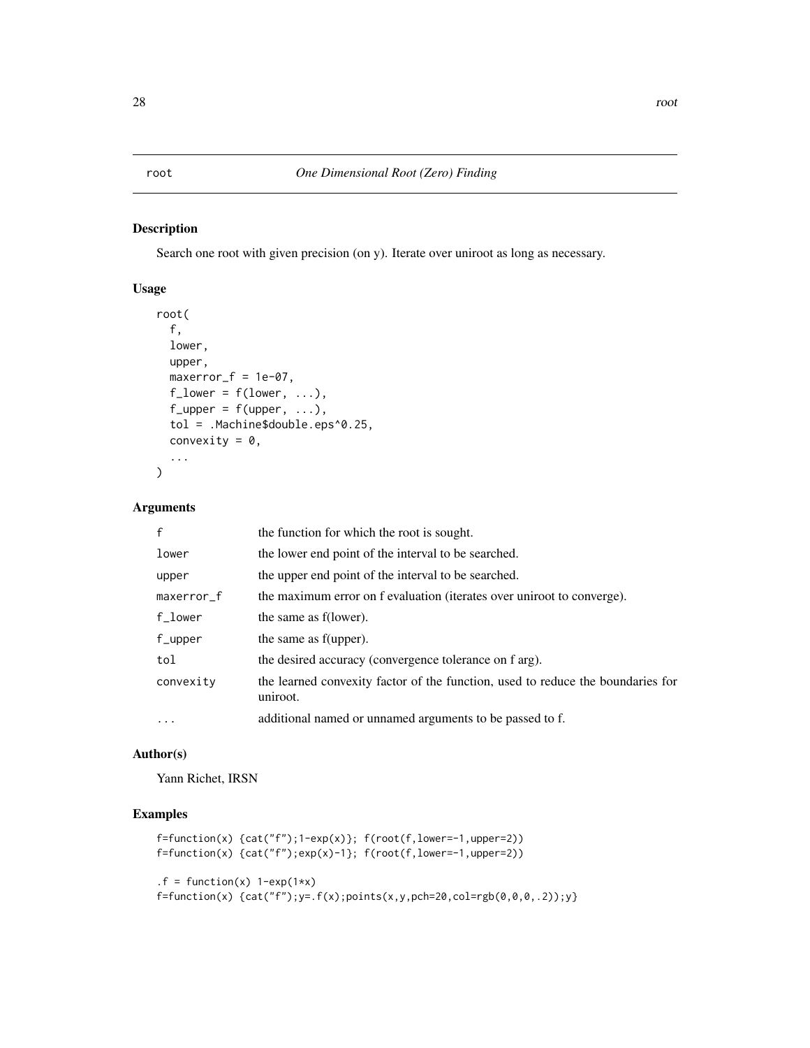# root — *One Dimensional Root (Zero) Finding*

## Description

Search one root with given precision (on y). Iterate over uniroot as long as necessary.

## Usage

```
root(
  f,
  lower,
  upper,
  maxerror_f = 1e-07,
  f_lower = f(lower, ...),
  f_upper = f(upper, ...),
  tol = .Machine$double.eps^0.25,
  convexity = 0,
  ...
)
```

## Arguments

| | |
|---|---|
| `f` | the function for which the root is sought. |
| `lower` | the lower end point of the interval to be searched. |
| `upper` | the upper end point of the interval to be searched. |
| `maxerror_f` | the maximum error on f evaluation (iterates over uniroot to converge). |
| `f_lower` | the same as f(lower). |
| `f_upper` | the same as f(upper). |
| `tol` | the desired accuracy (convergence tolerance on f arg). |
| `convexity` | the learned convexity factor of the function, used to reduce the boundaries for uniroot. |
| `...` | additional named or unnamed arguments to be passed to f. |

## Author(s)

Yann Richet, IRSN

## Examples

```
f=function(x) {cat("f");1-exp(x)}; f(root(f,lower=-1,upper=2))
f=function(x) {cat("f");exp(x)-1}; f(root(f,lower=-1,upper=2))

.f = function(x) 1-exp(1*x)
f=function(x) {cat("f");y=.f(x);points(x,y,pch=20,col=rgb(0,0,0,.2));y}
```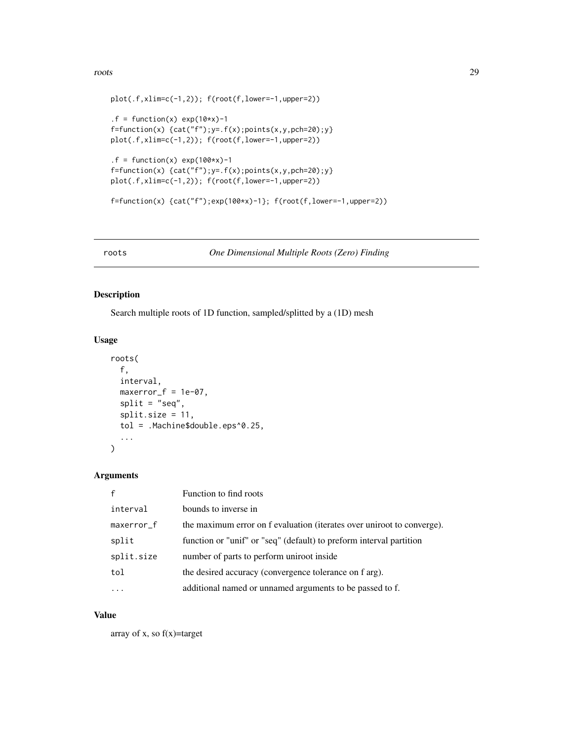```
plot(.f,xlim=c(-1,2)); f(root(f,lower=-1,upper=2))

.f = function(x) exp(10*x)-1
f=function(x) {cat("f");y=.f(x);points(x,y,pch=20);y}
plot(.f,xlim=c(-1,2)); f(root(f,lower=-1,upper=2))

.f = function(x) exp(100*x)-1
f=function(x) {cat("f");y=.f(x);points(x,y,pch=20);y}
plot(.f,xlim=c(-1,2)); f(root(f,lower=-1,upper=2))

f=function(x) {cat("f");exp(100*x)-1}; f(root(f,lower=-1,upper=2))
```

---

## roots — *One Dimensional Multiple Roots (Zero) Finding*

---

### Description

Search multiple roots of 1D function, sampled/splitted by a (1D) mesh

### Usage

```
roots(
  f,
  interval,
  maxerror_f = 1e-07,
  split = "seq",
  split.size = 11,
  tol = .Machine$double.eps^0.25,
  ...
)
```

### Arguments

| | |
|---|---|
| `f` | Function to find roots |
| `interval` | bounds to inverse in |
| `maxerror_f` | the maximum error on f evaluation (iterates over uniroot to converge). |
| `split` | function or "unif" or "seq" (default) to preform interval partition |
| `split.size` | number of parts to perform uniroot inside |
| `tol` | the desired accuracy (convergence tolerance on f arg). |
| `...` | additional named or unnamed arguments to be passed to f. |

### Value

array of x, so f(x)=target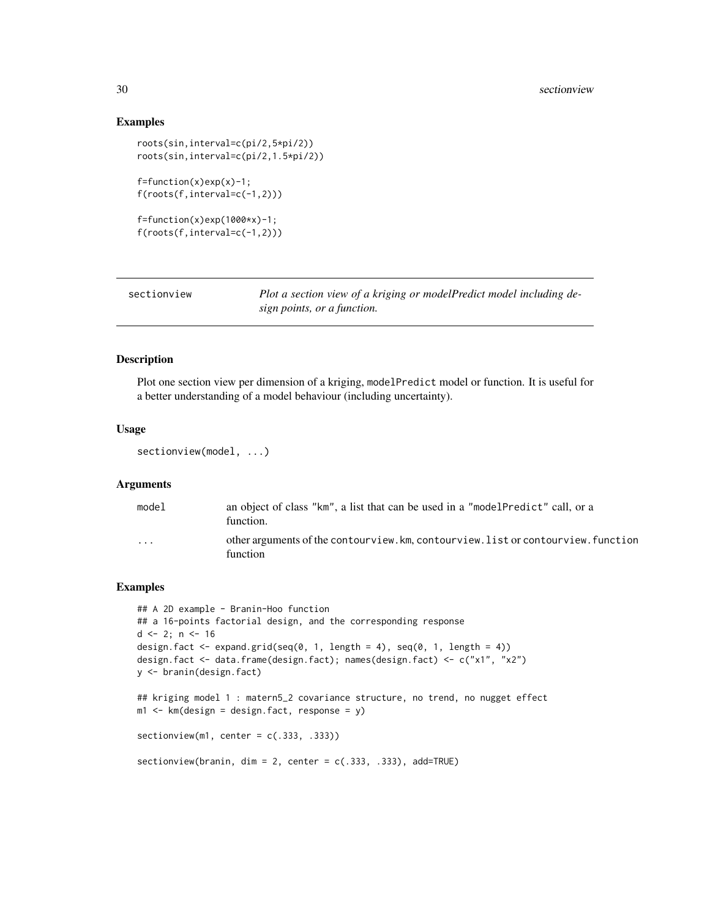## Examples

```
roots(sin,interval=c(pi/2,5*pi/2))
roots(sin,interval=c(pi/2,1.5*pi/2))

f=function(x)exp(x)-1;
f(roots(f,interval=c(-1,2)))

f=function(x)exp(1000*x)-1;
f(roots(f,interval=c(-1,2)))
```

---

sectionview — *Plot a section view of a kriging or modelPredict model including design points, or a function.*

---

## Description

Plot one section view per dimension of a kriging, `modelPredict` model or function. It is useful for a better understanding of a model behaviour (including uncertainty).

## Usage

```
sectionview(model, ...)
```

## Arguments

| | |
|---|---|
| `model` | an object of class "km", a list that can be used in a "modelPredict" call, or a function. |
| `...` | other arguments of the `contourview.km`, `contourview.list` or `contourview.function` function |

## Examples

```
## A 2D example - Branin-Hoo function
## a 16-points factorial design, and the corresponding response
d <- 2; n <- 16
design.fact <- expand.grid(seq(0, 1, length = 4), seq(0, 1, length = 4))
design.fact <- data.frame(design.fact); names(design.fact) <- c("x1", "x2")
y <- branin(design.fact)

## kriging model 1 : matern5_2 covariance structure, no trend, no nugget effect
m1 <- km(design = design.fact, response = y)

sectionview(m1, center = c(.333, .333))

sectionview(branin, dim = 2, center = c(.333, .333), add=TRUE)
```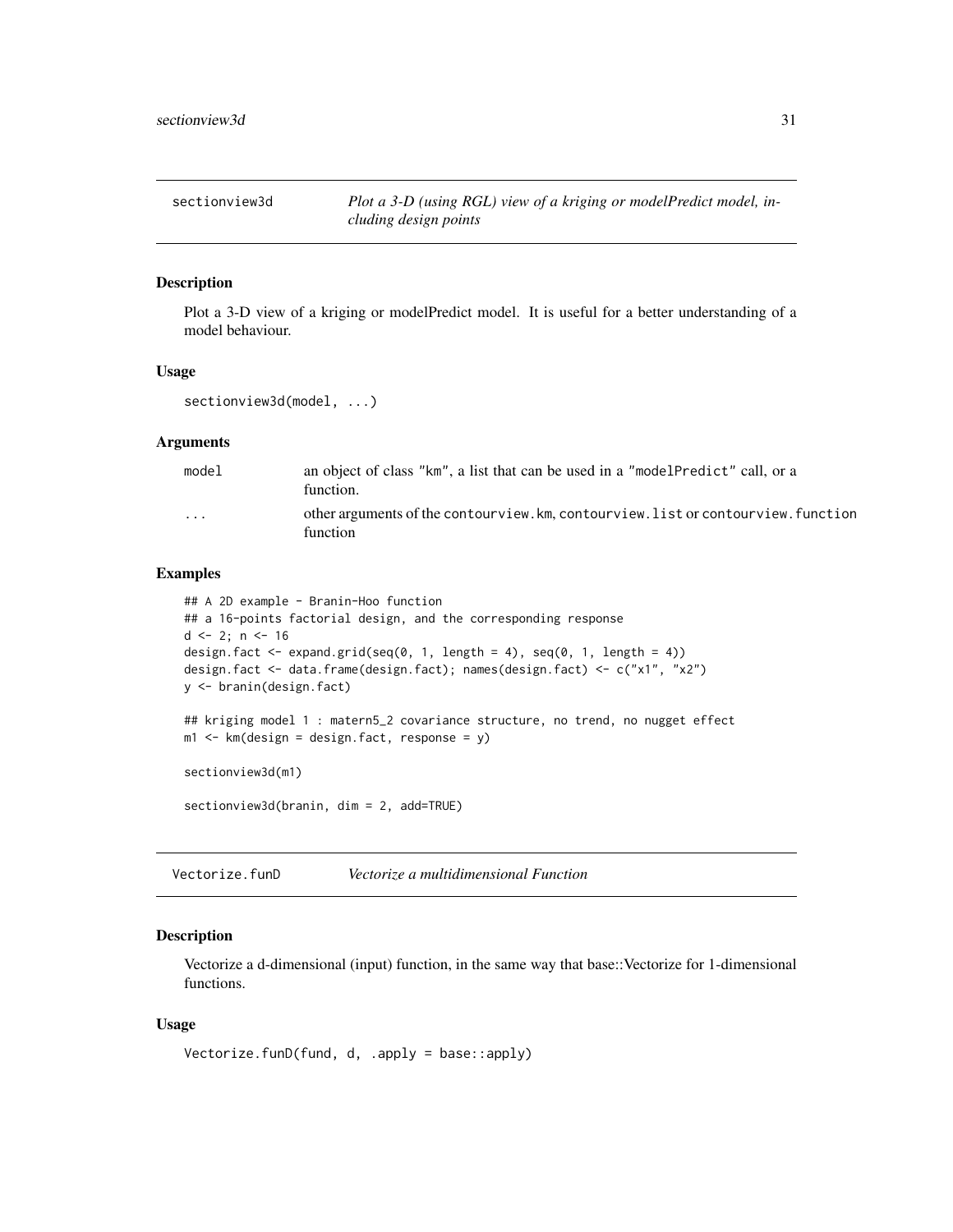## sectionview3d — *Plot a 3-D (using RGL) view of a kriging or modelPredict model, including design points*

### Description

Plot a 3-D view of a kriging or modelPredict model. It is useful for a better understanding of a model behaviour.

### Usage

```
sectionview3d(model, ...)
```

### Arguments

| | |
|---|---|
| `model` | an object of class "km", a list that can be used in a "modelPredict" call, or a function. |
| `...` | other arguments of the `contourview.km`, `contourview.list` or `contourview.function` function |

### Examples

```
## A 2D example - Branin-Hoo function
## a 16-points factorial design, and the corresponding response
d <- 2; n <- 16
design.fact <- expand.grid(seq(0, 1, length = 4), seq(0, 1, length = 4))
design.fact <- data.frame(design.fact); names(design.fact) <- c("x1", "x2")
y <- branin(design.fact)

## kriging model 1 : matern5_2 covariance structure, no trend, no nugget effect
m1 <- km(design = design.fact, response = y)

sectionview3d(m1)

sectionview3d(branin, dim = 2, add=TRUE)
```

## Vectorize.funD — *Vectorize a multidimensional Function*

### Description

Vectorize a d-dimensional (input) function, in the same way that base::Vectorize for 1-dimensional functions.

### Usage

```
Vectorize.funD(fund, d, .apply = base::apply)
```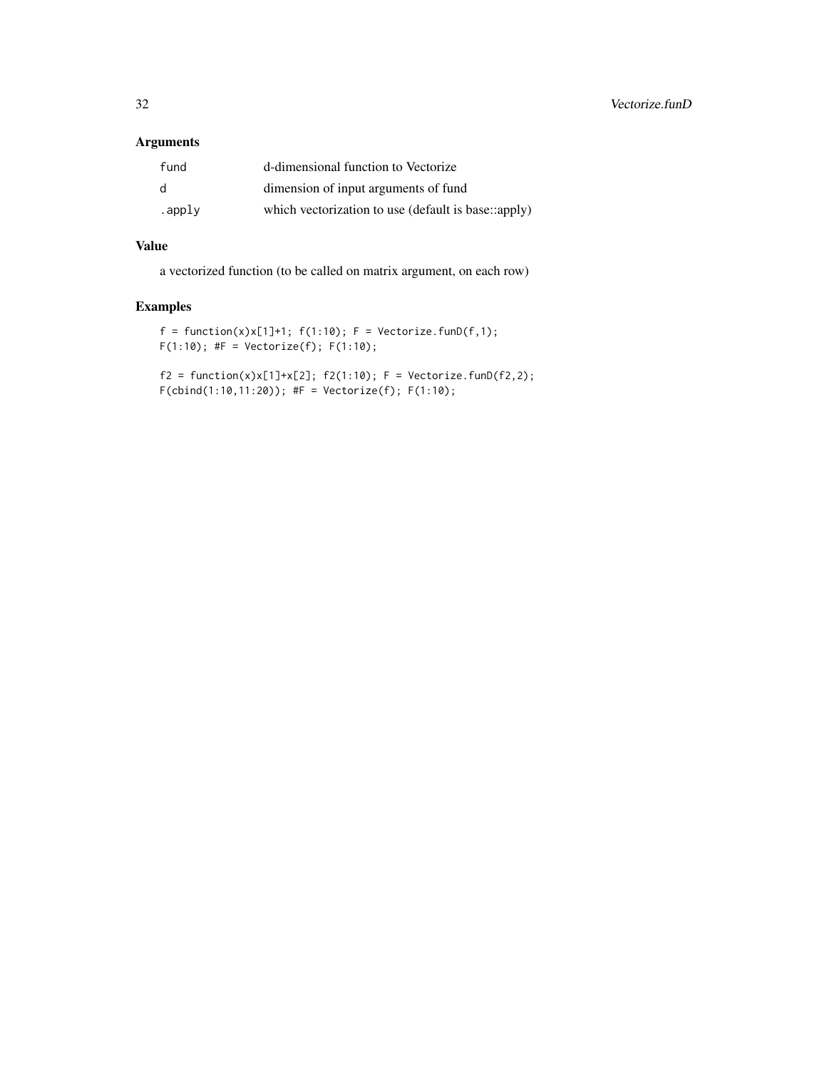### Arguments

| | |
|---|---|
| fund | d-dimensional function to Vectorize |
| d | dimension of input arguments of fund |
| .apply | which vectorization to use (default is base::apply) |

### Value

a vectorized function (to be called on matrix argument, on each row)

### Examples

```
f = function(x)x[1]+1; f(1:10); F = Vectorize.funD(f,1);
F(1:10); #F = Vectorize(f); F(1:10);

f2 = function(x)x[1]+x[2]; f2(1:10); F = Vectorize.funD(f2,2);
F(cbind(1:10,11:20)); #F = Vectorize(f); F(1:10);
```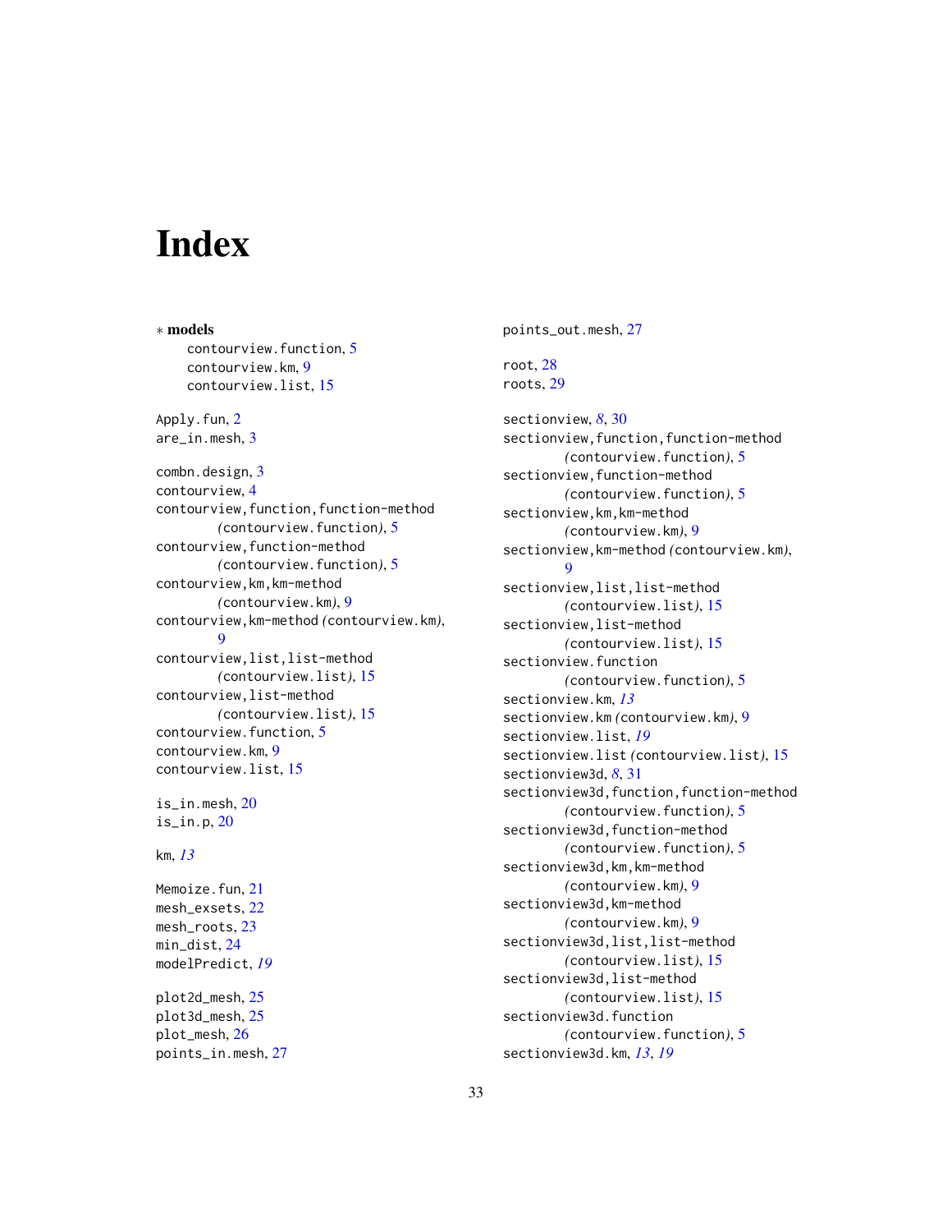# Index

∗ **models**

contourview.function, 5
contourview.km, 9
contourview.list, 15

Apply.fun, 2
are_in.mesh, 3

combn.design, 3
contourview, 4
contourview,function,function-method (contourview.function), 5
contourview,function-method (contourview.function), 5
contourview,km,km-method (contourview.km), 9
contourview,km-method (contourview.km), 9
contourview,list,list-method (contourview.list), 15
contourview,list-method (contourview.list), 15
contourview.function, 5
contourview.km, 9
contourview.list, 15

is_in.mesh, 20
is_in.p, 20

km, *13*

Memoize.fun, 21
mesh_exsets, 22
mesh_roots, 23
min_dist, 24
modelPredict, *19*

plot2d_mesh, 25
plot3d_mesh, 25
plot_mesh, 26
points_in.mesh, 27
points_out.mesh, 27

root, 28
roots, 29

sectionview, *8*, 30
sectionview,function,function-method (contourview.function), 5
sectionview,function-method (contourview.function), 5
sectionview,km,km-method (contourview.km), 9
sectionview,km-method (contourview.km), 9
sectionview,list,list-method (contourview.list), 15
sectionview,list-method (contourview.list), 15
sectionview.function (contourview.function), 5
sectionview.km, *13*
sectionview.km (contourview.km), 9
sectionview.list, *19*
sectionview.list (contourview.list), 15
sectionview3d, *8*, 31
sectionview3d,function,function-method (contourview.function), 5
sectionview3d,function-method (contourview.function), 5
sectionview3d,km,km-method (contourview.km), 9
sectionview3d,km-method (contourview.km), 9
sectionview3d,list,list-method (contourview.list), 15
sectionview3d,list-method (contourview.list), 15
sectionview3d.function (contourview.function), 5
sectionview3d.km, *13*, *19*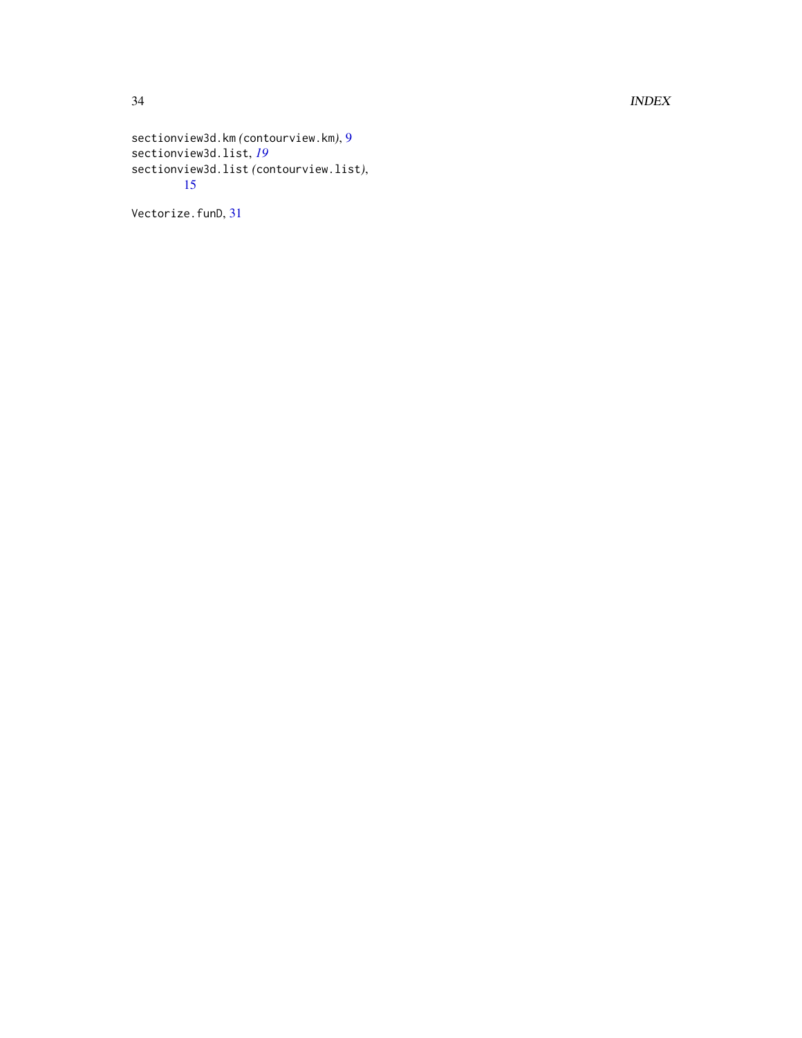sectionview3d.km (contourview.km), 9
sectionview3d.list, *19*
sectionview3d.list (contourview.list), 15

Vectorize.funD, 31